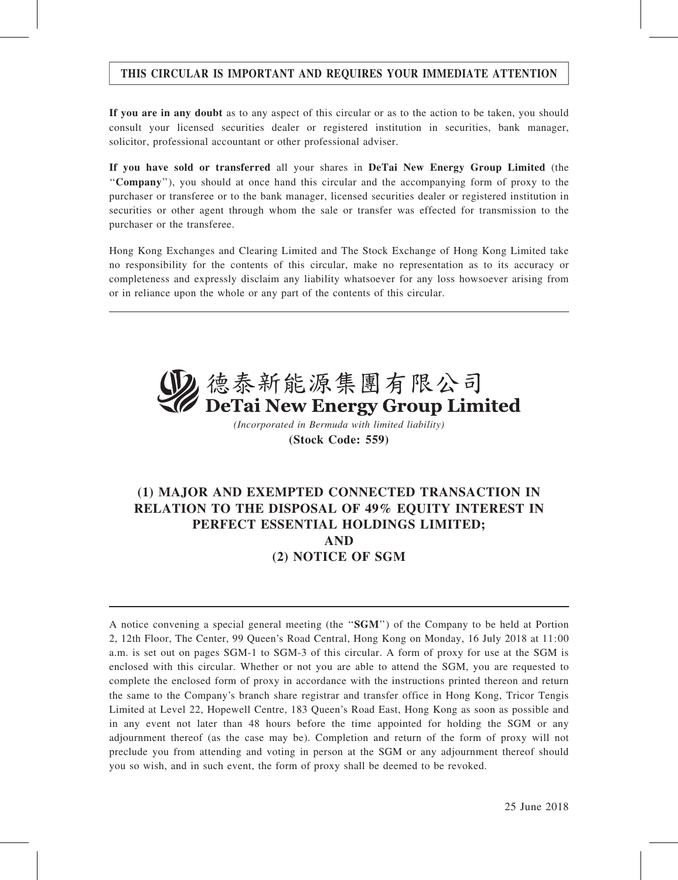**THIS CIRCULAR IS IMPORTANT AND REQUIRES YOUR IMMEDIATE ATTENTION**

**If you are in any doubt** as to any aspect of this circular or as to the action to be taken, you should consult your licensed securities dealer or registered institution in securities, bank manager, solicitor, professional accountant or other professional adviser.

**If you have sold or transferred** all your shares in **DeTai New Energy Group Limited** (the "**Company**"), you should at once hand this circular and the accompanying form of proxy to the purchaser or transferee or to the bank manager, licensed securities dealer or registered institution in securities or other agent through whom the sale or transfer was effected for transmission to the purchaser or the transferee.

Hong Kong Exchanges and Clearing Limited and The Stock Exchange of Hong Kong Limited take no responsibility for the contents of this circular, make no representation as to its accuracy or completeness and expressly disclaim any liability whatsoever for any loss howsoever arising from or in reliance upon the whole or any part of the contents of this circular.

# 德泰新能源集團有限公司
# DeTai New Energy Group Limited

*(Incorporated in Bermuda with limited liability)*

**(Stock Code: 559)**

## (1) MAJOR AND EXEMPTED CONNECTED TRANSACTION IN RELATION TO THE DISPOSAL OF 49% EQUITY INTEREST IN PERFECT ESSENTIAL HOLDINGS LIMITED; AND (2) NOTICE OF SGM

A notice convening a special general meeting (the "**SGM**") of the Company to be held at Portion 2, 12th Floor, The Center, 99 Queen's Road Central, Hong Kong on Monday, 16 July 2018 at 11:00 a.m. is set out on pages SGM-1 to SGM-3 of this circular. A form of proxy for use at the SGM is enclosed with this circular. Whether or not you are able to attend the SGM, you are requested to complete the enclosed form of proxy in accordance with the instructions printed thereon and return the same to the Company's branch share registrar and transfer office in Hong Kong, Tricor Tengis Limited at Level 22, Hopewell Centre, 183 Queen's Road East, Hong Kong as soon as possible and in any event not later than 48 hours before the time appointed for holding the SGM or any adjournment thereof (as the case may be). Completion and return of the form of proxy will not preclude you from attending and voting in person at the SGM or any adjournment thereof should you so wish, and in such event, the form of proxy shall be deemed to be revoked.

25 June 2018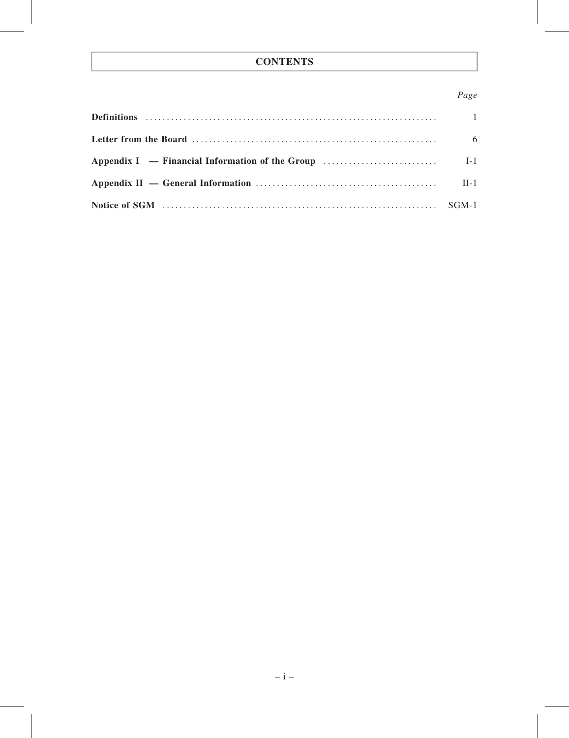# CONTENTS

| | *Page* |
|---|---|
| **Definitions** | 1 |
| **Letter from the Board** | 6 |
| **Appendix I — Financial Information of the Group** | I-1 |
| **Appendix II — General Information** | II-1 |
| **Notice of SGM** | SGM-1 |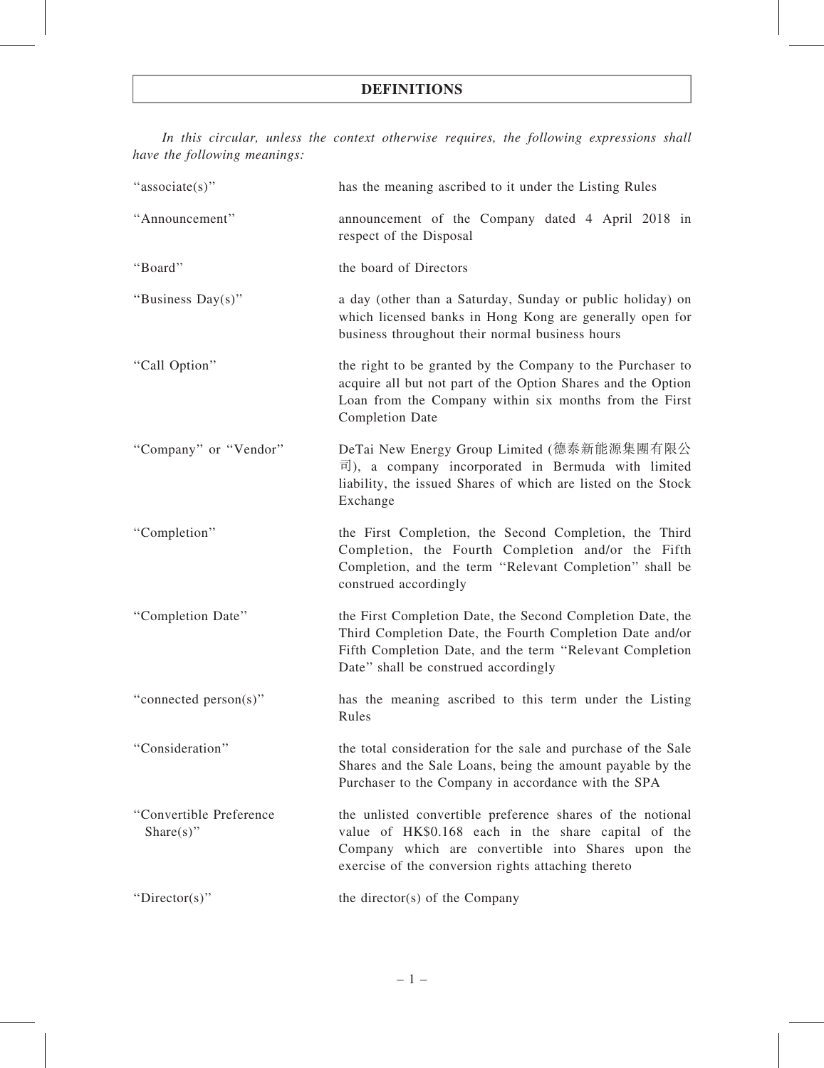# DEFINITIONS

*In this circular, unless the context otherwise requires, the following expressions shall have the following meanings:*

| | |
|---|---|
| "associate(s)" | has the meaning ascribed to it under the Listing Rules |
| "Announcement" | announcement of the Company dated 4 April 2018 in respect of the Disposal |
| "Board" | the board of Directors |
| "Business Day(s)" | a day (other than a Saturday, Sunday or public holiday) on which licensed banks in Hong Kong are generally open for business throughout their normal business hours |
| "Call Option" | the right to be granted by the Company to the Purchaser to acquire all but not part of the Option Shares and the Option Loan from the Company within six months from the First Completion Date |
| "Company" or "Vendor" | DeTai New Energy Group Limited (德泰新能源集團有限公司), a company incorporated in Bermuda with limited liability, the issued Shares of which are listed on the Stock Exchange |
| "Completion" | the First Completion, the Second Completion, the Third Completion, the Fourth Completion and/or the Fifth Completion, and the term "Relevant Completion" shall be construed accordingly |
| "Completion Date" | the First Completion Date, the Second Completion Date, the Third Completion Date, the Fourth Completion Date and/or Fifth Completion Date, and the term "Relevant Completion Date" shall be construed accordingly |
| "connected person(s)" | has the meaning ascribed to this term under the Listing Rules |
| "Consideration" | the total consideration for the sale and purchase of the Sale Shares and the Sale Loans, being the amount payable by the Purchaser to the Company in accordance with the SPA |
| "Convertible Preference Share(s)" | the unlisted convertible preference shares of the notional value of HK$0.168 each in the share capital of the Company which are convertible into Shares upon the exercise of the conversion rights attaching thereto |
| "Director(s)" | the director(s) of the Company |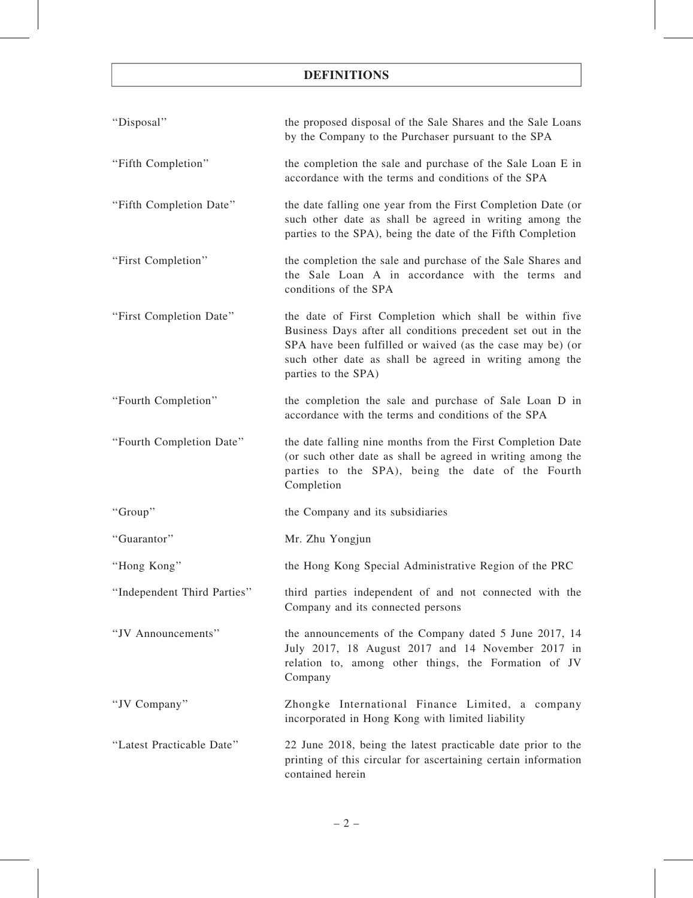# DEFINITIONS

| | |
|---|---|
| "Disposal" | the proposed disposal of the Sale Shares and the Sale Loans by the Company to the Purchaser pursuant to the SPA |
| "Fifth Completion" | the completion the sale and purchase of the Sale Loan E in accordance with the terms and conditions of the SPA |
| "Fifth Completion Date" | the date falling one year from the First Completion Date (or such other date as shall be agreed in writing among the parties to the SPA), being the date of the Fifth Completion |
| "First Completion" | the completion the sale and purchase of the Sale Shares and the Sale Loan A in accordance with the terms and conditions of the SPA |
| "First Completion Date" | the date of First Completion which shall be within five Business Days after all conditions precedent set out in the SPA have been fulfilled or waived (as the case may be) (or such other date as shall be agreed in writing among the parties to the SPA) |
| "Fourth Completion" | the completion the sale and purchase of Sale Loan D in accordance with the terms and conditions of the SPA |
| "Fourth Completion Date" | the date falling nine months from the First Completion Date (or such other date as shall be agreed in writing among the parties to the SPA), being the date of the Fourth Completion |
| "Group" | the Company and its subsidiaries |
| "Guarantor" | Mr. Zhu Yongjun |
| "Hong Kong" | the Hong Kong Special Administrative Region of the PRC |
| "Independent Third Parties" | third parties independent of and not connected with the Company and its connected persons |
| "JV Announcements" | the announcements of the Company dated 5 June 2017, 14 July 2017, 18 August 2017 and 14 November 2017 in relation to, among other things, the Formation of JV Company |
| "JV Company" | Zhongke International Finance Limited, a company incorporated in Hong Kong with limited liability |
| "Latest Practicable Date" | 22 June 2018, being the latest practicable date prior to the printing of this circular for ascertaining certain information contained herein |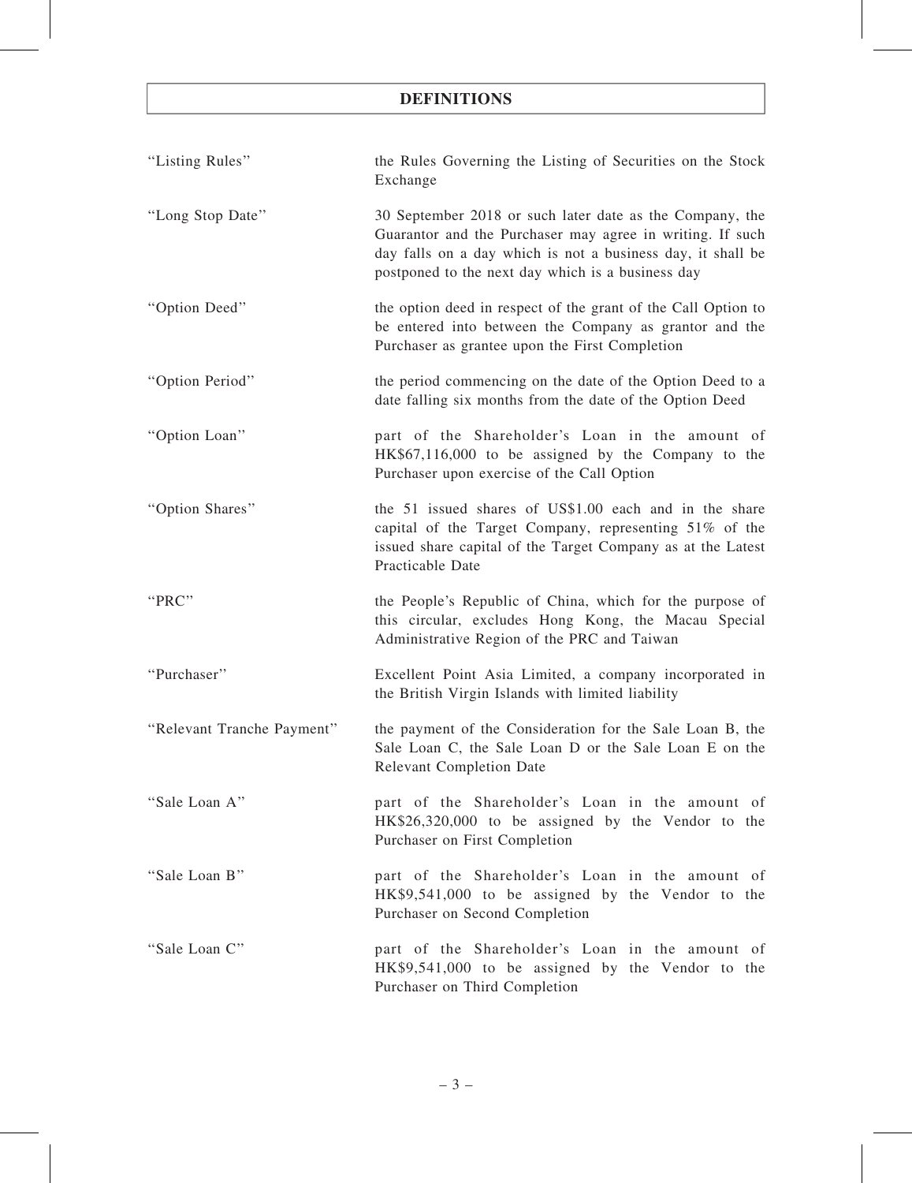## DEFINITIONS

| | |
|---|---|
| "Listing Rules" | the Rules Governing the Listing of Securities on the Stock Exchange |
| "Long Stop Date" | 30 September 2018 or such later date as the Company, the Guarantor and the Purchaser may agree in writing. If such day falls on a day which is not a business day, it shall be postponed to the next day which is a business day |
| "Option Deed" | the option deed in respect of the grant of the Call Option to be entered into between the Company as grantor and the Purchaser as grantee upon the First Completion |
| "Option Period" | the period commencing on the date of the Option Deed to a date falling six months from the date of the Option Deed |
| "Option Loan" | part of the Shareholder's Loan in the amount of HK$67,116,000 to be assigned by the Company to the Purchaser upon exercise of the Call Option |
| "Option Shares" | the 51 issued shares of US$1.00 each and in the share capital of the Target Company, representing 51% of the issued share capital of the Target Company as at the Latest Practicable Date |
| "PRC" | the People's Republic of China, which for the purpose of this circular, excludes Hong Kong, the Macau Special Administrative Region of the PRC and Taiwan |
| "Purchaser" | Excellent Point Asia Limited, a company incorporated in the British Virgin Islands with limited liability |
| "Relevant Tranche Payment" | the payment of the Consideration for the Sale Loan B, the Sale Loan C, the Sale Loan D or the Sale Loan E on the Relevant Completion Date |
| "Sale Loan A" | part of the Shareholder's Loan in the amount of HK$26,320,000 to be assigned by the Vendor to the Purchaser on First Completion |
| "Sale Loan B" | part of the Shareholder's Loan in the amount of HK$9,541,000 to be assigned by the Vendor to the Purchaser on Second Completion |
| "Sale Loan C" | part of the Shareholder's Loan in the amount of HK$9,541,000 to be assigned by the Vendor to the Purchaser on Third Completion |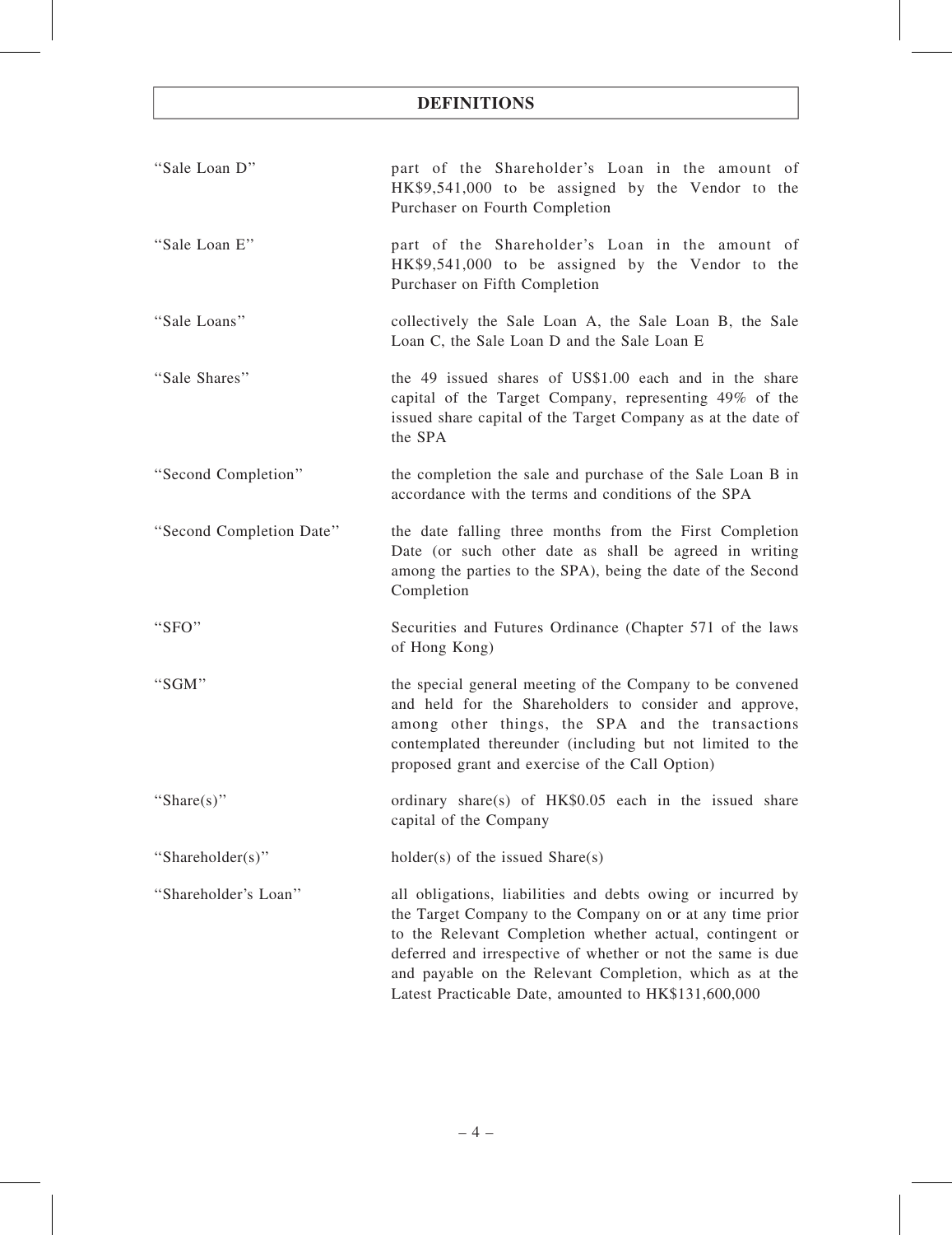## DEFINITIONS

| | |
|---|---|
| "Sale Loan D" | part of the Shareholder's Loan in the amount of HK$9,541,000 to be assigned by the Vendor to the Purchaser on Fourth Completion |
| "Sale Loan E" | part of the Shareholder's Loan in the amount of HK$9,541,000 to be assigned by the Vendor to the Purchaser on Fifth Completion |
| "Sale Loans" | collectively the Sale Loan A, the Sale Loan B, the Sale Loan C, the Sale Loan D and the Sale Loan E |
| "Sale Shares" | the 49 issued shares of US$1.00 each and in the share capital of the Target Company, representing 49% of the issued share capital of the Target Company as at the date of the SPA |
| "Second Completion" | the completion the sale and purchase of the Sale Loan B in accordance with the terms and conditions of the SPA |
| "Second Completion Date" | the date falling three months from the First Completion Date (or such other date as shall be agreed in writing among the parties to the SPA), being the date of the Second Completion |
| "SFO" | Securities and Futures Ordinance (Chapter 571 of the laws of Hong Kong) |
| "SGM" | the special general meeting of the Company to be convened and held for the Shareholders to consider and approve, among other things, the SPA and the transactions contemplated thereunder (including but not limited to the proposed grant and exercise of the Call Option) |
| "Share(s)" | ordinary share(s) of HK$0.05 each in the issued share capital of the Company |
| "Shareholder(s)" | holder(s) of the issued Share(s) |
| "Shareholder's Loan" | all obligations, liabilities and debts owing or incurred by the Target Company to the Company on or at any time prior to the Relevant Completion whether actual, contingent or deferred and irrespective of whether or not the same is due and payable on the Relevant Completion, which as at the Latest Practicable Date, amounted to HK$131,600,000 |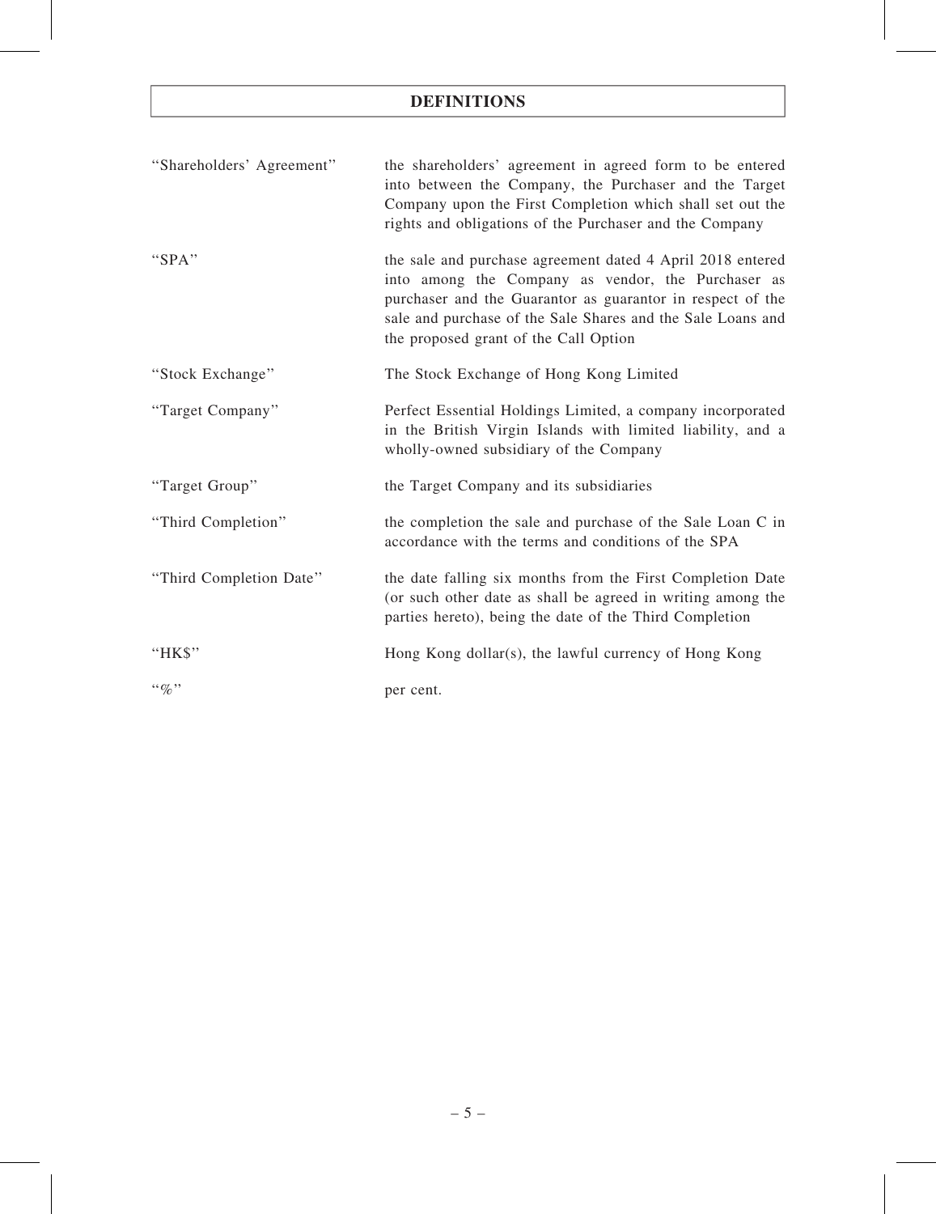## DEFINITIONS

| | |
|---|---|
| "Shareholders' Agreement" | the shareholders' agreement in agreed form to be entered into between the Company, the Purchaser and the Target Company upon the First Completion which shall set out the rights and obligations of the Purchaser and the Company |
| "SPA" | the sale and purchase agreement dated 4 April 2018 entered into among the Company as vendor, the Purchaser as purchaser and the Guarantor as guarantor in respect of the sale and purchase of the Sale Shares and the Sale Loans and the proposed grant of the Call Option |
| "Stock Exchange" | The Stock Exchange of Hong Kong Limited |
| "Target Company" | Perfect Essential Holdings Limited, a company incorporated in the British Virgin Islands with limited liability, and a wholly-owned subsidiary of the Company |
| "Target Group" | the Target Company and its subsidiaries |
| "Third Completion" | the completion the sale and purchase of the Sale Loan C in accordance with the terms and conditions of the SPA |
| "Third Completion Date" | the date falling six months from the First Completion Date (or such other date as shall be agreed in writing among the parties hereto), being the date of the Third Completion |
| "HK$" | Hong Kong dollar(s), the lawful currency of Hong Kong |
| "%" | per cent. |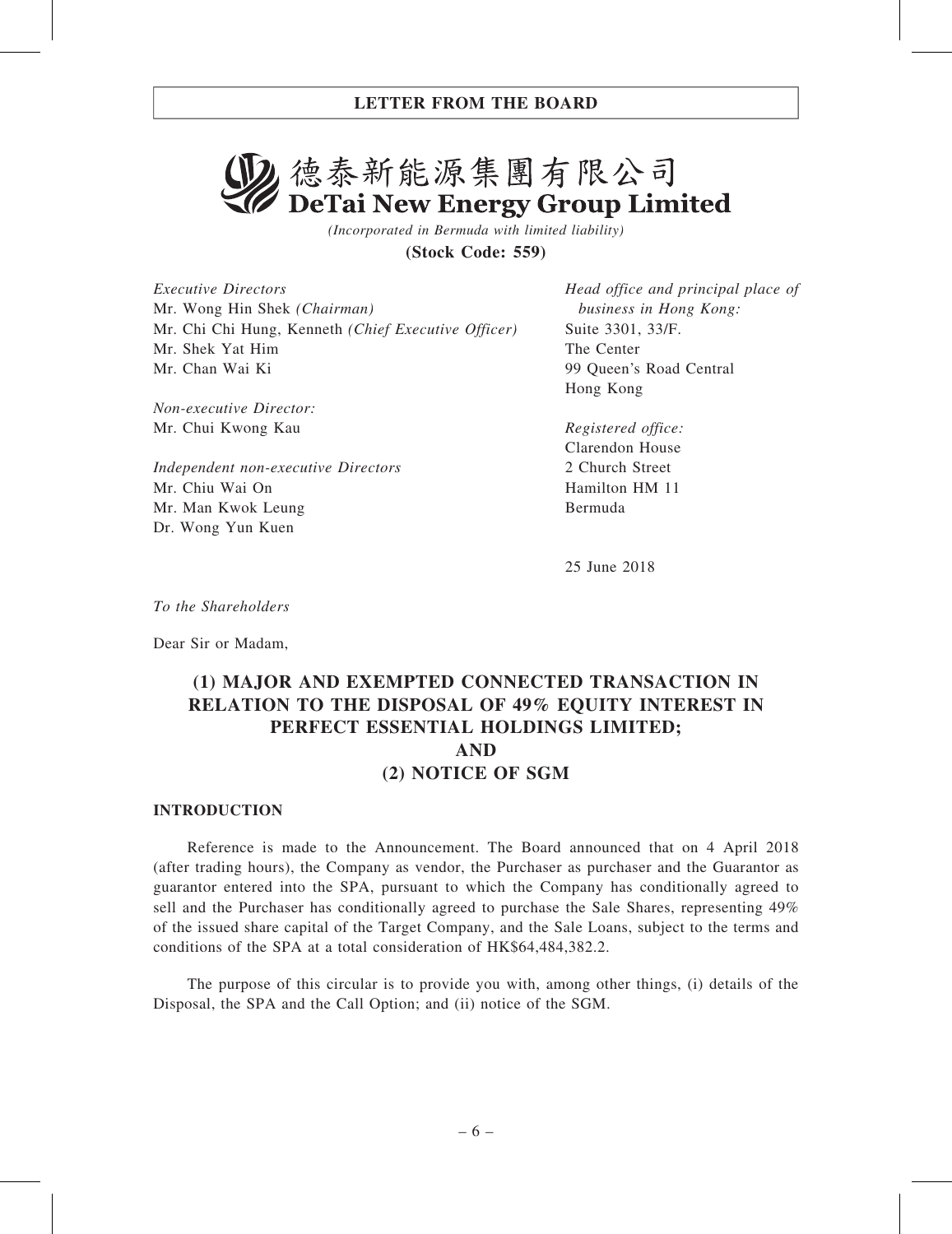# 德泰新能源集團有限公司
# DeTai New Energy Group Limited

*(Incorporated in Bermuda with limited liability)*

**(Stock Code: 559)**

*Executive Directors*
Mr. Wong Hin Shek *(Chairman)*
Mr. Chi Chi Hung, Kenneth *(Chief Executive Officer)*
Mr. Shek Yat Him
Mr. Chan Wai Ki

*Non-executive Director:*
Mr. Chui Kwong Kau

*Independent non-executive Directors*
Mr. Chiu Wai On
Mr. Man Kwok Leung
Dr. Wong Yun Kuen

*Head office and principal place of business in Hong Kong:*
Suite 3301, 33/F.
The Center
99 Queen's Road Central
Hong Kong

*Registered office:*
Clarendon House
2 Church Street
Hamilton HM 11
Bermuda

25 June 2018

*To the Shareholders*

Dear Sir or Madam,

## (1) MAJOR AND EXEMPTED CONNECTED TRANSACTION IN RELATION TO THE DISPOSAL OF 49% EQUITY INTEREST IN PERFECT ESSENTIAL HOLDINGS LIMITED; AND (2) NOTICE OF SGM

### INTRODUCTION

Reference is made to the Announcement. The Board announced that on 4 April 2018 (after trading hours), the Company as vendor, the Purchaser as purchaser and the Guarantor as guarantor entered into the SPA, pursuant to which the Company has conditionally agreed to sell and the Purchaser has conditionally agreed to purchase the Sale Shares, representing 49% of the issued share capital of the Target Company, and the Sale Loans, subject to the terms and conditions of the SPA at a total consideration of HK$64,484,382.2.

The purpose of this circular is to provide you with, among other things, (i) details of the Disposal, the SPA and the Call Option; and (ii) notice of the SGM.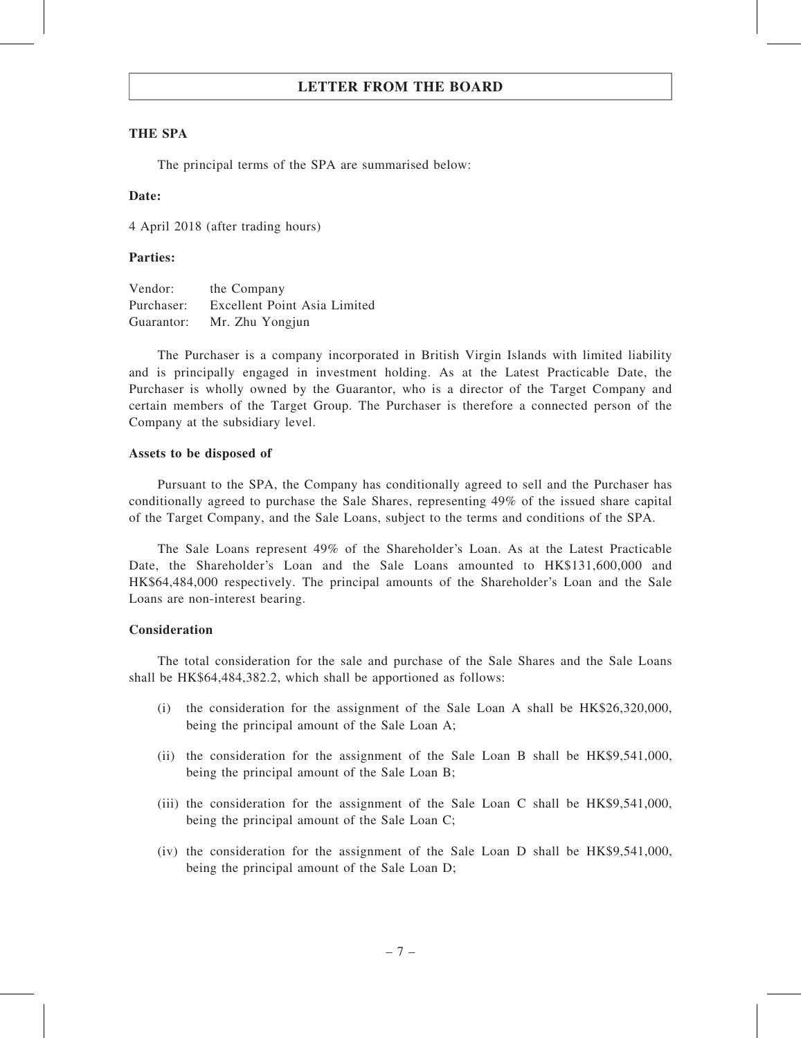## LETTER FROM THE BOARD

**THE SPA**

The principal terms of the SPA are summarised below:

**Date:**

4 April 2018 (after trading hours)

**Parties:**

| | |
|---|---|
| Vendor: | the Company |
| Purchaser: | Excellent Point Asia Limited |
| Guarantor: | Mr. Zhu Yongjun |

The Purchaser is a company incorporated in British Virgin Islands with limited liability and is principally engaged in investment holding. As at the Latest Practicable Date, the Purchaser is wholly owned by the Guarantor, who is a director of the Target Company and certain members of the Target Group. The Purchaser is therefore a connected person of the Company at the subsidiary level.

**Assets to be disposed of**

Pursuant to the SPA, the Company has conditionally agreed to sell and the Purchaser has conditionally agreed to purchase the Sale Shares, representing 49% of the issued share capital of the Target Company, and the Sale Loans, subject to the terms and conditions of the SPA.

The Sale Loans represent 49% of the Shareholder's Loan. As at the Latest Practicable Date, the Shareholder's Loan and the Sale Loans amounted to HK$131,600,000 and HK$64,484,000 respectively. The principal amounts of the Shareholder's Loan and the Sale Loans are non-interest bearing.

**Consideration**

The total consideration for the sale and purchase of the Sale Shares and the Sale Loans shall be HK$64,484,382.2, which shall be apportioned as follows:

(i) the consideration for the assignment of the Sale Loan A shall be HK$26,320,000, being the principal amount of the Sale Loan A;

(ii) the consideration for the assignment of the Sale Loan B shall be HK$9,541,000, being the principal amount of the Sale Loan B;

(iii) the consideration for the assignment of the Sale Loan C shall be HK$9,541,000, being the principal amount of the Sale Loan C;

(iv) the consideration for the assignment of the Sale Loan D shall be HK$9,541,000, being the principal amount of the Sale Loan D;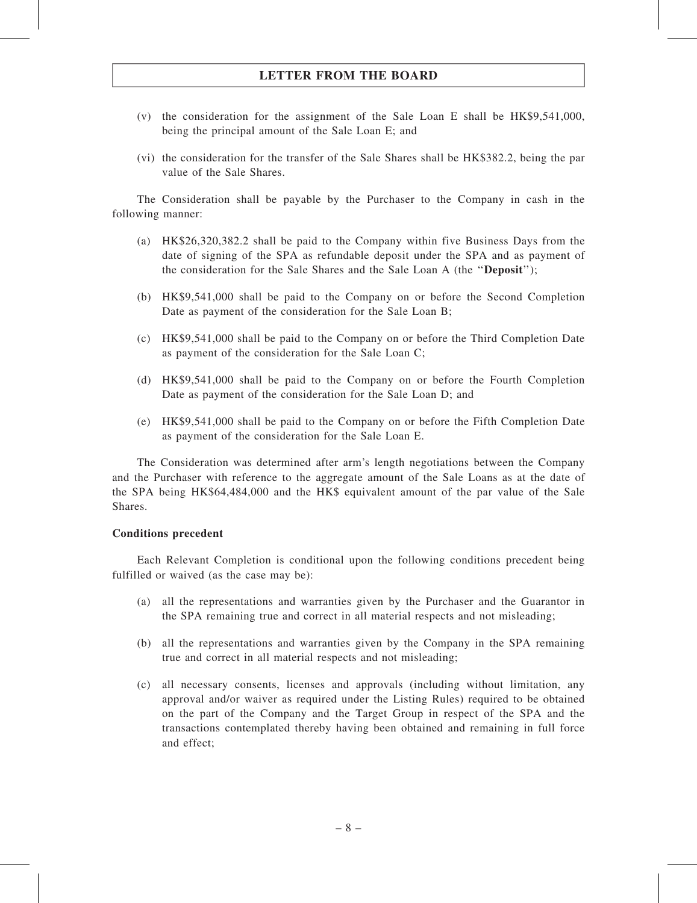(v) the consideration for the assignment of the Sale Loan E shall be HK$9,541,000, being the principal amount of the Sale Loan E; and

(vi) the consideration for the transfer of the Sale Shares shall be HK$382.2, being the par value of the Sale Shares.

The Consideration shall be payable by the Purchaser to the Company in cash in the following manner:

(a) HK$26,320,382.2 shall be paid to the Company within five Business Days from the date of signing of the SPA as refundable deposit under the SPA and as payment of the consideration for the Sale Shares and the Sale Loan A (the "**Deposit**");

(b) HK$9,541,000 shall be paid to the Company on or before the Second Completion Date as payment of the consideration for the Sale Loan B;

(c) HK$9,541,000 shall be paid to the Company on or before the Third Completion Date as payment of the consideration for the Sale Loan C;

(d) HK$9,541,000 shall be paid to the Company on or before the Fourth Completion Date as payment of the consideration for the Sale Loan D; and

(e) HK$9,541,000 shall be paid to the Company on or before the Fifth Completion Date as payment of the consideration for the Sale Loan E.

The Consideration was determined after arm's length negotiations between the Company and the Purchaser with reference to the aggregate amount of the Sale Loans as at the date of the SPA being HK$64,484,000 and the HK$ equivalent amount of the par value of the Sale Shares.

**Conditions precedent**

Each Relevant Completion is conditional upon the following conditions precedent being fulfilled or waived (as the case may be):

(a) all the representations and warranties given by the Purchaser and the Guarantor in the SPA remaining true and correct in all material respects and not misleading;

(b) all the representations and warranties given by the Company in the SPA remaining true and correct in all material respects and not misleading;

(c) all necessary consents, licenses and approvals (including without limitation, any approval and/or waiver as required under the Listing Rules) required to be obtained on the part of the Company and the Target Group in respect of the SPA and the transactions contemplated thereby having been obtained and remaining in full force and effect;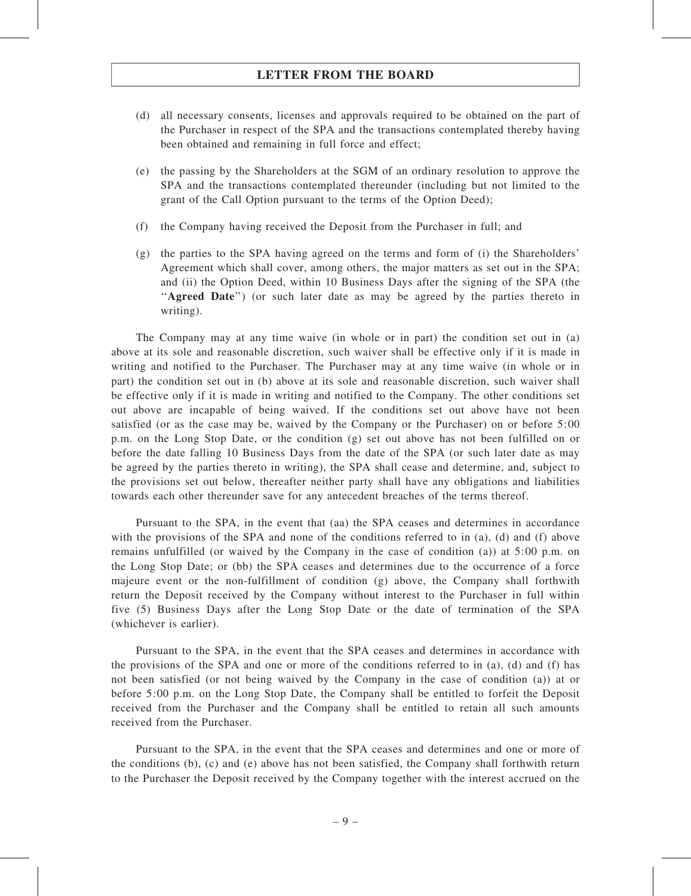(d) all necessary consents, licenses and approvals required to be obtained on the part of the Purchaser in respect of the SPA and the transactions contemplated thereby having been obtained and remaining in full force and effect;

(e) the passing by the Shareholders at the SGM of an ordinary resolution to approve the SPA and the transactions contemplated thereunder (including but not limited to the grant of the Call Option pursuant to the terms of the Option Deed);

(f) the Company having received the Deposit from the Purchaser in full; and

(g) the parties to the SPA having agreed on the terms and form of (i) the Shareholders' Agreement which shall cover, among others, the major matters as set out in the SPA; and (ii) the Option Deed, within 10 Business Days after the signing of the SPA (the "**Agreed Date**") (or such later date as may be agreed by the parties thereto in writing).

The Company may at any time waive (in whole or in part) the condition set out in (a) above at its sole and reasonable discretion, such waiver shall be effective only if it is made in writing and notified to the Purchaser. The Purchaser may at any time waive (in whole or in part) the condition set out in (b) above at its sole and reasonable discretion, such waiver shall be effective only if it is made in writing and notified to the Company. The other conditions set out above are incapable of being waived. If the conditions set out above have not been satisfied (or as the case may be, waived by the Company or the Purchaser) on or before 5:00 p.m. on the Long Stop Date, or the condition (g) set out above has not been fulfilled on or before the date falling 10 Business Days from the date of the SPA (or such later date as may be agreed by the parties thereto in writing), the SPA shall cease and determine, and, subject to the provisions set out below, thereafter neither party shall have any obligations and liabilities towards each other thereunder save for any antecedent breaches of the terms thereof.

Pursuant to the SPA, in the event that (aa) the SPA ceases and determines in accordance with the provisions of the SPA and none of the conditions referred to in (a), (d) and (f) above remains unfulfilled (or waived by the Company in the case of condition (a)) at 5:00 p.m. on the Long Stop Date; or (bb) the SPA ceases and determines due to the occurrence of a force majeure event or the non-fulfillment of condition (g) above, the Company shall forthwith return the Deposit received by the Company without interest to the Purchaser in full within five (5) Business Days after the Long Stop Date or the date of termination of the SPA (whichever is earlier).

Pursuant to the SPA, in the event that the SPA ceases and determines in accordance with the provisions of the SPA and one or more of the conditions referred to in (a), (d) and (f) has not been satisfied (or not being waived by the Company in the case of condition (a)) at or before 5:00 p.m. on the Long Stop Date, the Company shall be entitled to forfeit the Deposit received from the Purchaser and the Company shall be entitled to retain all such amounts received from the Purchaser.

Pursuant to the SPA, in the event that the SPA ceases and determines and one or more of the conditions (b), (c) and (e) above has not been satisfied, the Company shall forthwith return to the Purchaser the Deposit received by the Company together with the interest accrued on the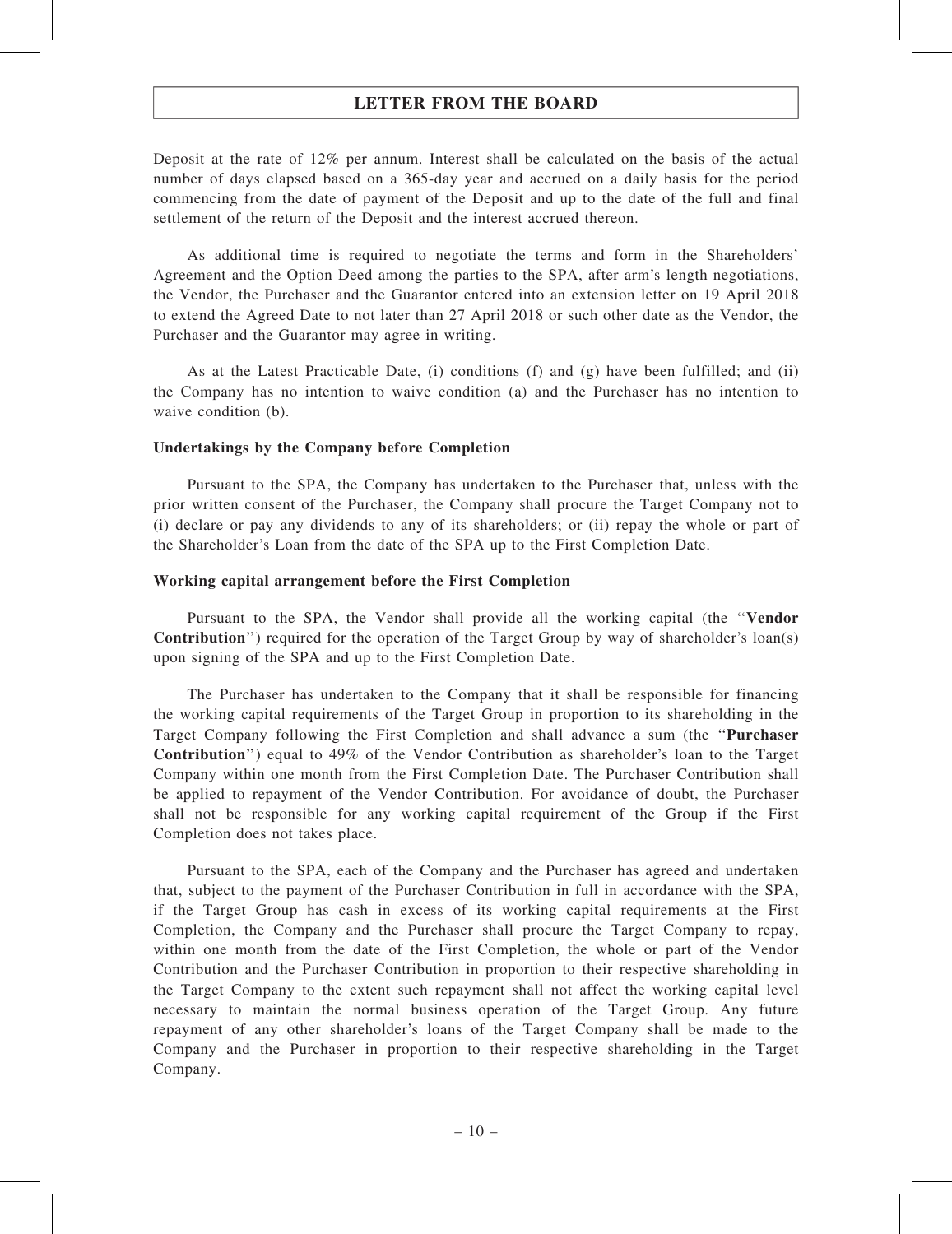Deposit at the rate of 12% per annum. Interest shall be calculated on the basis of the actual number of days elapsed based on a 365-day year and accrued on a daily basis for the period commencing from the date of payment of the Deposit and up to the date of the full and final settlement of the return of the Deposit and the interest accrued thereon.

As additional time is required to negotiate the terms and form in the Shareholders' Agreement and the Option Deed among the parties to the SPA, after arm's length negotiations, the Vendor, the Purchaser and the Guarantor entered into an extension letter on 19 April 2018 to extend the Agreed Date to not later than 27 April 2018 or such other date as the Vendor, the Purchaser and the Guarantor may agree in writing.

As at the Latest Practicable Date, (i) conditions (f) and (g) have been fulfilled; and (ii) the Company has no intention to waive condition (a) and the Purchaser has no intention to waive condition (b).

**Undertakings by the Company before Completion**

Pursuant to the SPA, the Company has undertaken to the Purchaser that, unless with the prior written consent of the Purchaser, the Company shall procure the Target Company not to (i) declare or pay any dividends to any of its shareholders; or (ii) repay the whole or part of the Shareholder's Loan from the date of the SPA up to the First Completion Date.

**Working capital arrangement before the First Completion**

Pursuant to the SPA, the Vendor shall provide all the working capital (the "**Vendor Contribution**") required for the operation of the Target Group by way of shareholder's loan(s) upon signing of the SPA and up to the First Completion Date.

The Purchaser has undertaken to the Company that it shall be responsible for financing the working capital requirements of the Target Group in proportion to its shareholding in the Target Company following the First Completion and shall advance a sum (the "**Purchaser Contribution**") equal to 49% of the Vendor Contribution as shareholder's loan to the Target Company within one month from the First Completion Date. The Purchaser Contribution shall be applied to repayment of the Vendor Contribution. For avoidance of doubt, the Purchaser shall not be responsible for any working capital requirement of the Group if the First Completion does not takes place.

Pursuant to the SPA, each of the Company and the Purchaser has agreed and undertaken that, subject to the payment of the Purchaser Contribution in full in accordance with the SPA, if the Target Group has cash in excess of its working capital requirements at the First Completion, the Company and the Purchaser shall procure the Target Company to repay, within one month from the date of the First Completion, the whole or part of the Vendor Contribution and the Purchaser Contribution in proportion to their respective shareholding in the Target Company to the extent such repayment shall not affect the working capital level necessary to maintain the normal business operation of the Target Group. Any future repayment of any other shareholder's loans of the Target Company shall be made to the Company and the Purchaser in proportion to their respective shareholding in the Target Company.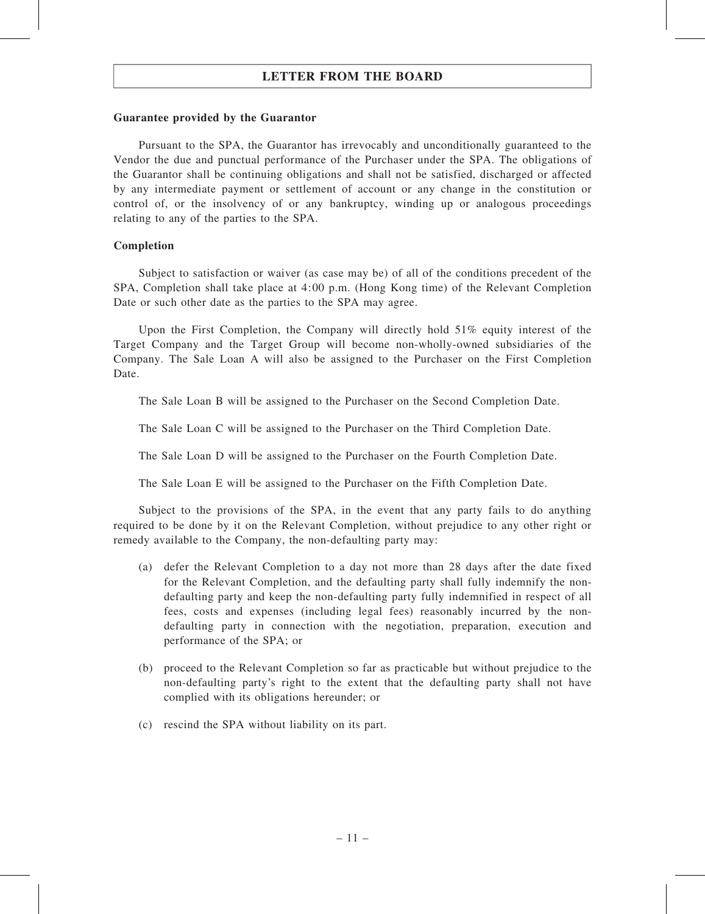## LETTER FROM THE BOARD

**Guarantee provided by the Guarantor**

Pursuant to the SPA, the Guarantor has irrevocably and unconditionally guaranteed to the Vendor the due and punctual performance of the Purchaser under the SPA. The obligations of the Guarantor shall be continuing obligations and shall not be satisfied, discharged or affected by any intermediate payment or settlement of account or any change in the constitution or control of, or the insolvency of or any bankruptcy, winding up or analogous proceedings relating to any of the parties to the SPA.

**Completion**

Subject to satisfaction or waiver (as case may be) of all of the conditions precedent of the SPA, Completion shall take place at 4:00 p.m. (Hong Kong time) of the Relevant Completion Date or such other date as the parties to the SPA may agree.

Upon the First Completion, the Company will directly hold 51% equity interest of the Target Company and the Target Group will become non-wholly-owned subsidiaries of the Company. The Sale Loan A will also be assigned to the Purchaser on the First Completion Date.

The Sale Loan B will be assigned to the Purchaser on the Second Completion Date.

The Sale Loan C will be assigned to the Purchaser on the Third Completion Date.

The Sale Loan D will be assigned to the Purchaser on the Fourth Completion Date.

The Sale Loan E will be assigned to the Purchaser on the Fifth Completion Date.

Subject to the provisions of the SPA, in the event that any party fails to do anything required to be done by it on the Relevant Completion, without prejudice to any other right or remedy available to the Company, the non-defaulting party may:

(a) defer the Relevant Completion to a day not more than 28 days after the date fixed for the Relevant Completion, and the defaulting party shall fully indemnify the non-defaulting party and keep the non-defaulting party fully indemnified in respect of all fees, costs and expenses (including legal fees) reasonably incurred by the non-defaulting party in connection with the negotiation, preparation, execution and performance of the SPA; or

(b) proceed to the Relevant Completion so far as practicable but without prejudice to the non-defaulting party's right to the extent that the defaulting party shall not have complied with its obligations hereunder; or

(c) rescind the SPA without liability on its part.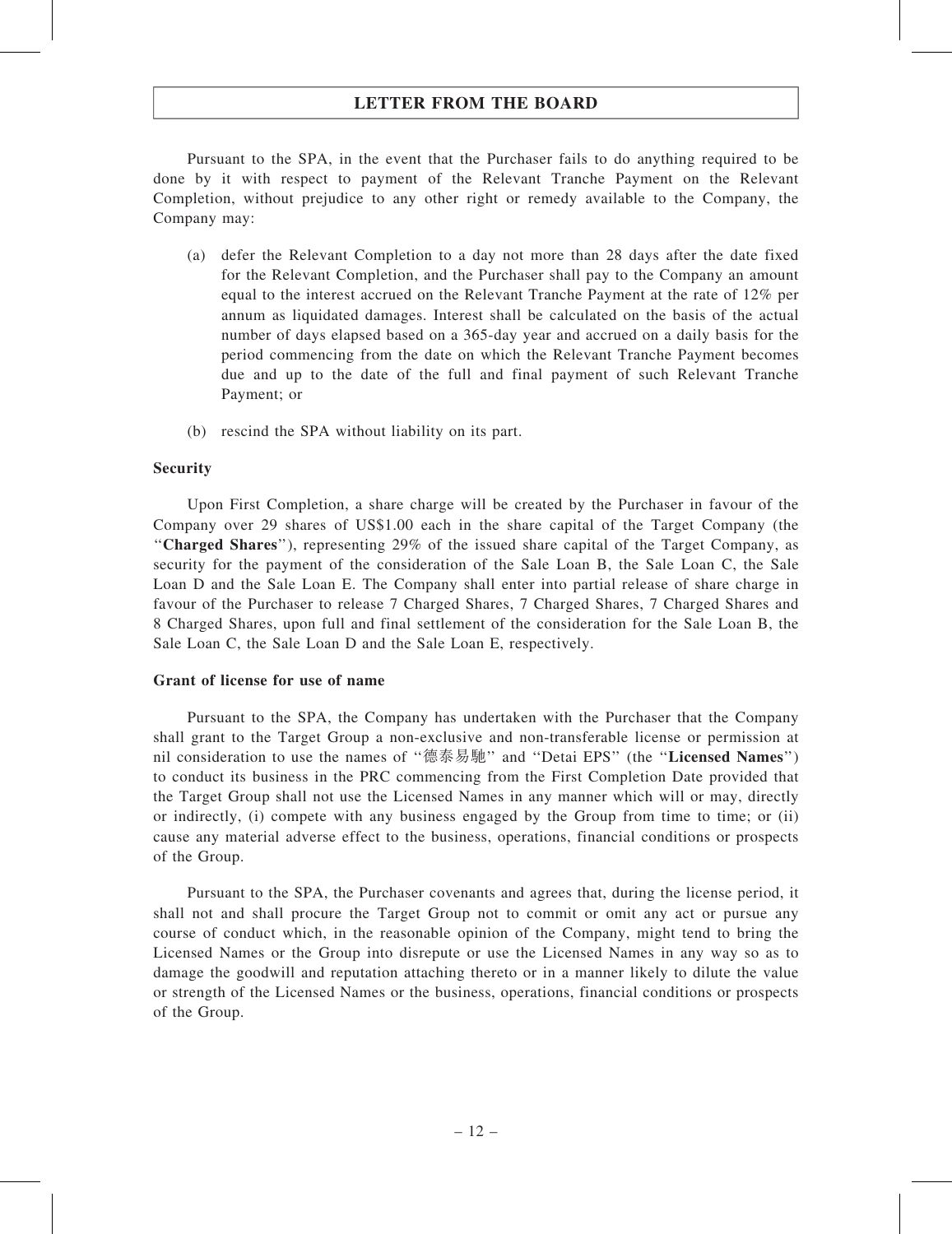Pursuant to the SPA, in the event that the Purchaser fails to do anything required to be done by it with respect to payment of the Relevant Tranche Payment on the Relevant Completion, without prejudice to any other right or remedy available to the Company, the Company may:

(a) defer the Relevant Completion to a day not more than 28 days after the date fixed for the Relevant Completion, and the Purchaser shall pay to the Company an amount equal to the interest accrued on the Relevant Tranche Payment at the rate of 12% per annum as liquidated damages. Interest shall be calculated on the basis of the actual number of days elapsed based on a 365-day year and accrued on a daily basis for the period commencing from the date on which the Relevant Tranche Payment becomes due and up to the date of the full and final payment of such Relevant Tranche Payment; or

(b) rescind the SPA without liability on its part.

**Security**

Upon First Completion, a share charge will be created by the Purchaser in favour of the Company over 29 shares of US$1.00 each in the share capital of the Target Company (the "**Charged Shares**"), representing 29% of the issued share capital of the Target Company, as security for the payment of the consideration of the Sale Loan B, the Sale Loan C, the Sale Loan D and the Sale Loan E. The Company shall enter into partial release of share charge in favour of the Purchaser to release 7 Charged Shares, 7 Charged Shares, 7 Charged Shares and 8 Charged Shares, upon full and final settlement of the consideration for the Sale Loan B, the Sale Loan C, the Sale Loan D and the Sale Loan E, respectively.

**Grant of license for use of name**

Pursuant to the SPA, the Company has undertaken with the Purchaser that the Company shall grant to the Target Group a non-exclusive and non-transferable license or permission at nil consideration to use the names of "德泰易馳" and "Detai EPS" (the "**Licensed Names**") to conduct its business in the PRC commencing from the First Completion Date provided that the Target Group shall not use the Licensed Names in any manner which will or may, directly or indirectly, (i) compete with any business engaged by the Group from time to time; or (ii) cause any material adverse effect to the business, operations, financial conditions or prospects of the Group.

Pursuant to the SPA, the Purchaser covenants and agrees that, during the license period, it shall not and shall procure the Target Group not to commit or omit any act or pursue any course of conduct which, in the reasonable opinion of the Company, might tend to bring the Licensed Names or the Group into disrepute or use the Licensed Names in any way so as to damage the goodwill and reputation attaching thereto or in a manner likely to dilute the value or strength of the Licensed Names or the business, operations, financial conditions or prospects of the Group.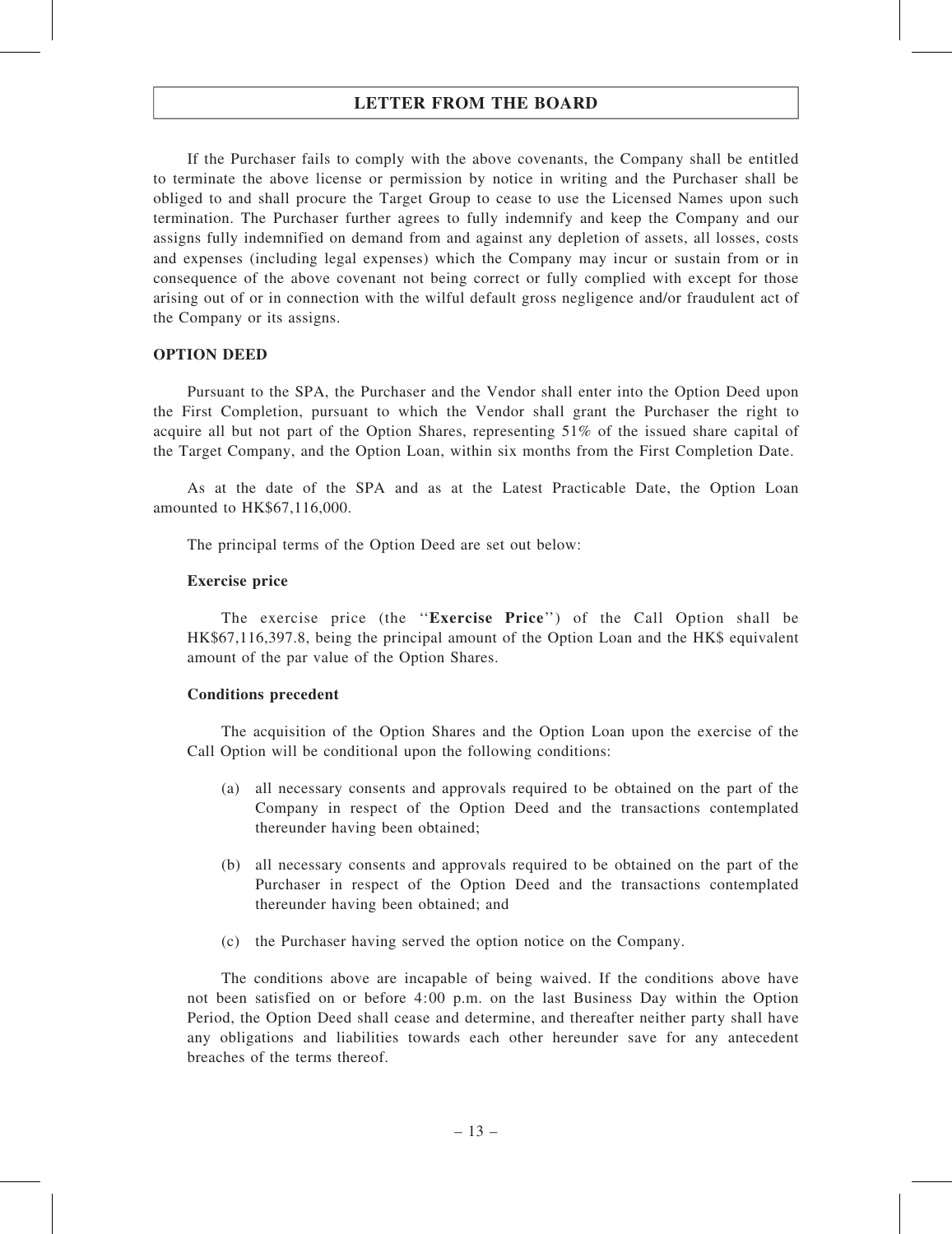If the Purchaser fails to comply with the above covenants, the Company shall be entitled to terminate the above license or permission by notice in writing and the Purchaser shall be obliged to and shall procure the Target Group to cease to use the Licensed Names upon such termination. The Purchaser further agrees to fully indemnify and keep the Company and our assigns fully indemnified on demand from and against any depletion of assets, all losses, costs and expenses (including legal expenses) which the Company may incur or sustain from or in consequence of the above covenant not being correct or fully complied with except for those arising out of or in connection with the wilful default gross negligence and/or fraudulent act of the Company or its assigns.

## OPTION DEED

Pursuant to the SPA, the Purchaser and the Vendor shall enter into the Option Deed upon the First Completion, pursuant to which the Vendor shall grant the Purchaser the right to acquire all but not part of the Option Shares, representing 51% of the issued share capital of the Target Company, and the Option Loan, within six months from the First Completion Date.

As at the date of the SPA and as at the Latest Practicable Date, the Option Loan amounted to HK$67,116,000.

The principal terms of the Option Deed are set out below:

### Exercise price

The exercise price (the ''**Exercise Price**'') of the Call Option shall be HK$67,116,397.8, being the principal amount of the Option Loan and the HK$ equivalent amount of the par value of the Option Shares.

### Conditions precedent

The acquisition of the Option Shares and the Option Loan upon the exercise of the Call Option will be conditional upon the following conditions:

(a) all necessary consents and approvals required to be obtained on the part of the Company in respect of the Option Deed and the transactions contemplated thereunder having been obtained;

(b) all necessary consents and approvals required to be obtained on the part of the Purchaser in respect of the Option Deed and the transactions contemplated thereunder having been obtained; and

(c) the Purchaser having served the option notice on the Company.

The conditions above are incapable of being waived. If the conditions above have not been satisfied on or before 4:00 p.m. on the last Business Day within the Option Period, the Option Deed shall cease and determine, and thereafter neither party shall have any obligations and liabilities towards each other hereunder save for any antecedent breaches of the terms thereof.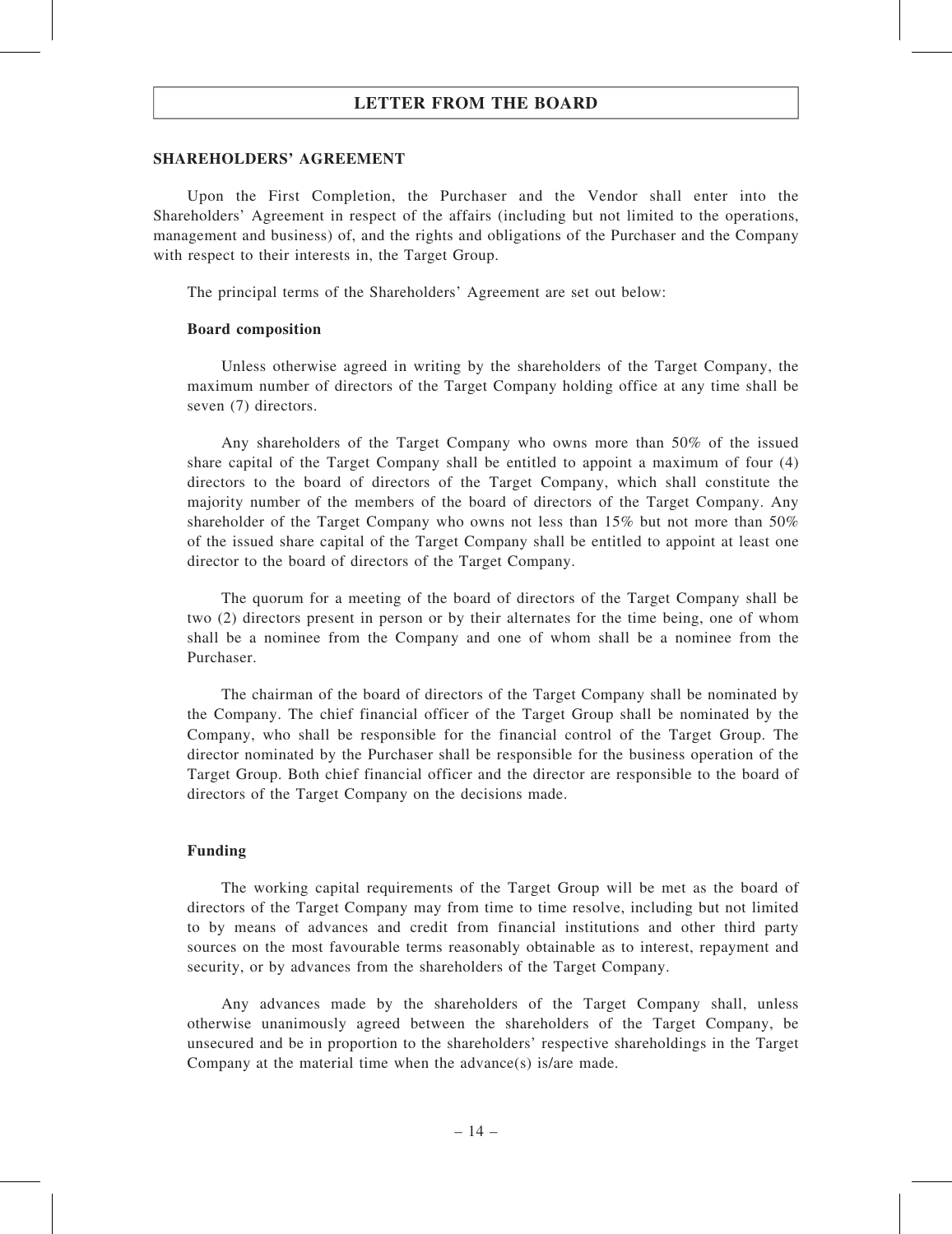## SHAREHOLDERS' AGREEMENT

Upon the First Completion, the Purchaser and the Vendor shall enter into the Shareholders' Agreement in respect of the affairs (including but not limited to the operations, management and business) of, and the rights and obligations of the Purchaser and the Company with respect to their interests in, the Target Group.

The principal terms of the Shareholders' Agreement are set out below:

### Board composition

Unless otherwise agreed in writing by the shareholders of the Target Company, the maximum number of directors of the Target Company holding office at any time shall be seven (7) directors.

Any shareholders of the Target Company who owns more than 50% of the issued share capital of the Target Company shall be entitled to appoint a maximum of four (4) directors to the board of directors of the Target Company, which shall constitute the majority number of the members of the board of directors of the Target Company. Any shareholder of the Target Company who owns not less than 15% but not more than 50% of the issued share capital of the Target Company shall be entitled to appoint at least one director to the board of directors of the Target Company.

The quorum for a meeting of the board of directors of the Target Company shall be two (2) directors present in person or by their alternates for the time being, one of whom shall be a nominee from the Company and one of whom shall be a nominee from the Purchaser.

The chairman of the board of directors of the Target Company shall be nominated by the Company. The chief financial officer of the Target Group shall be nominated by the Company, who shall be responsible for the financial control of the Target Group. The director nominated by the Purchaser shall be responsible for the business operation of the Target Group. Both chief financial officer and the director are responsible to the board of directors of the Target Company on the decisions made.

### Funding

The working capital requirements of the Target Group will be met as the board of directors of the Target Company may from time to time resolve, including but not limited to by means of advances and credit from financial institutions and other third party sources on the most favourable terms reasonably obtainable as to interest, repayment and security, or by advances from the shareholders of the Target Company.

Any advances made by the shareholders of the Target Company shall, unless otherwise unanimously agreed between the shareholders of the Target Company, be unsecured and be in proportion to the shareholders' respective shareholdings in the Target Company at the material time when the advance(s) is/are made.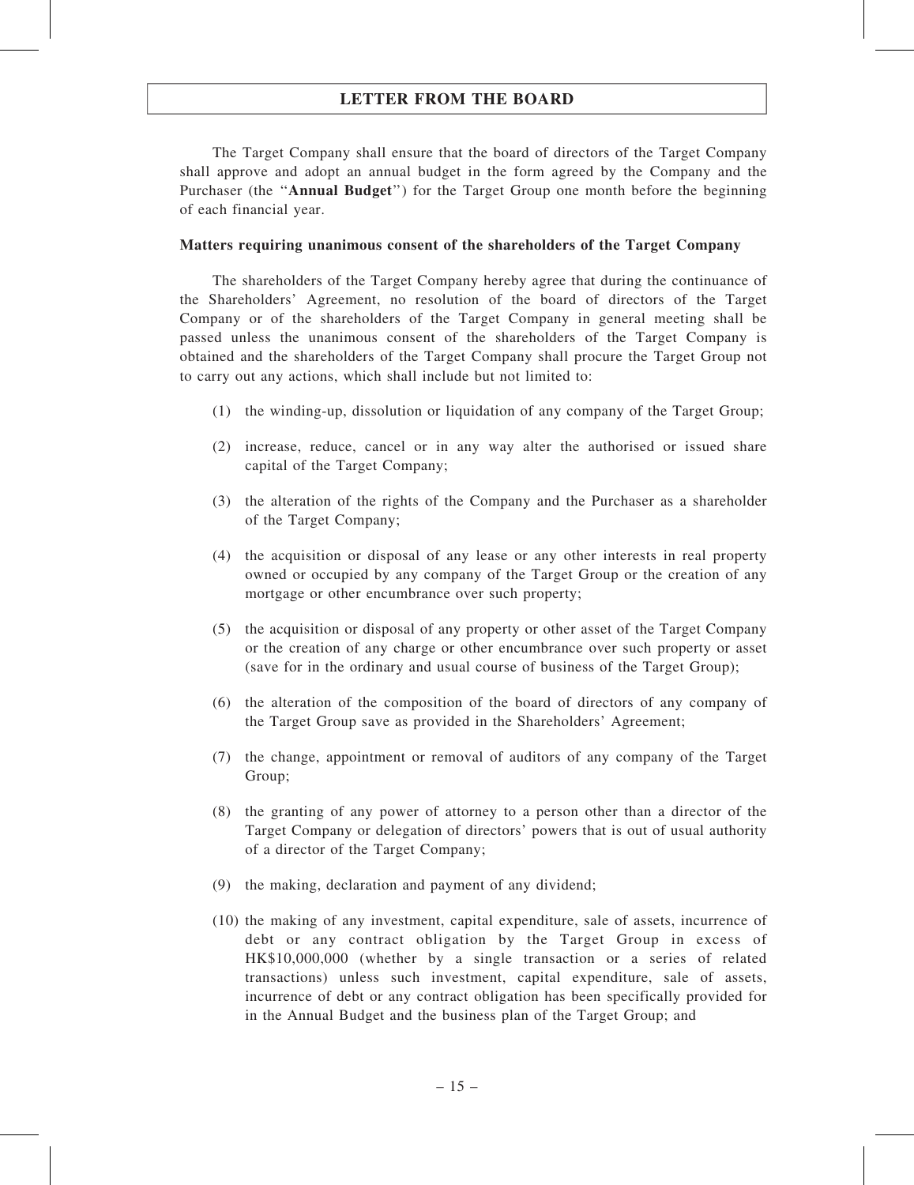The Target Company shall ensure that the board of directors of the Target Company shall approve and adopt an annual budget in the form agreed by the Company and the Purchaser (the "**Annual Budget**") for the Target Group one month before the beginning of each financial year.

**Matters requiring unanimous consent of the shareholders of the Target Company**

The shareholders of the Target Company hereby agree that during the continuance of the Shareholders' Agreement, no resolution of the board of directors of the Target Company or of the shareholders of the Target Company in general meeting shall be passed unless the unanimous consent of the shareholders of the Target Company is obtained and the shareholders of the Target Company shall procure the Target Group not to carry out any actions, which shall include but not limited to:

(1) the winding-up, dissolution or liquidation of any company of the Target Group;

(2) increase, reduce, cancel or in any way alter the authorised or issued share capital of the Target Company;

(3) the alteration of the rights of the Company and the Purchaser as a shareholder of the Target Company;

(4) the acquisition or disposal of any lease or any other interests in real property owned or occupied by any company of the Target Group or the creation of any mortgage or other encumbrance over such property;

(5) the acquisition or disposal of any property or other asset of the Target Company or the creation of any charge or other encumbrance over such property or asset (save for in the ordinary and usual course of business of the Target Group);

(6) the alteration of the composition of the board of directors of any company of the Target Group save as provided in the Shareholders' Agreement;

(7) the change, appointment or removal of auditors of any company of the Target Group;

(8) the granting of any power of attorney to a person other than a director of the Target Company or delegation of directors' powers that is out of usual authority of a director of the Target Company;

(9) the making, declaration and payment of any dividend;

(10) the making of any investment, capital expenditure, sale of assets, incurrence of debt or any contract obligation by the Target Group in excess of HK$10,000,000 (whether by a single transaction or a series of related transactions) unless such investment, capital expenditure, sale of assets, incurrence of debt or any contract obligation has been specifically provided for in the Annual Budget and the business plan of the Target Group; and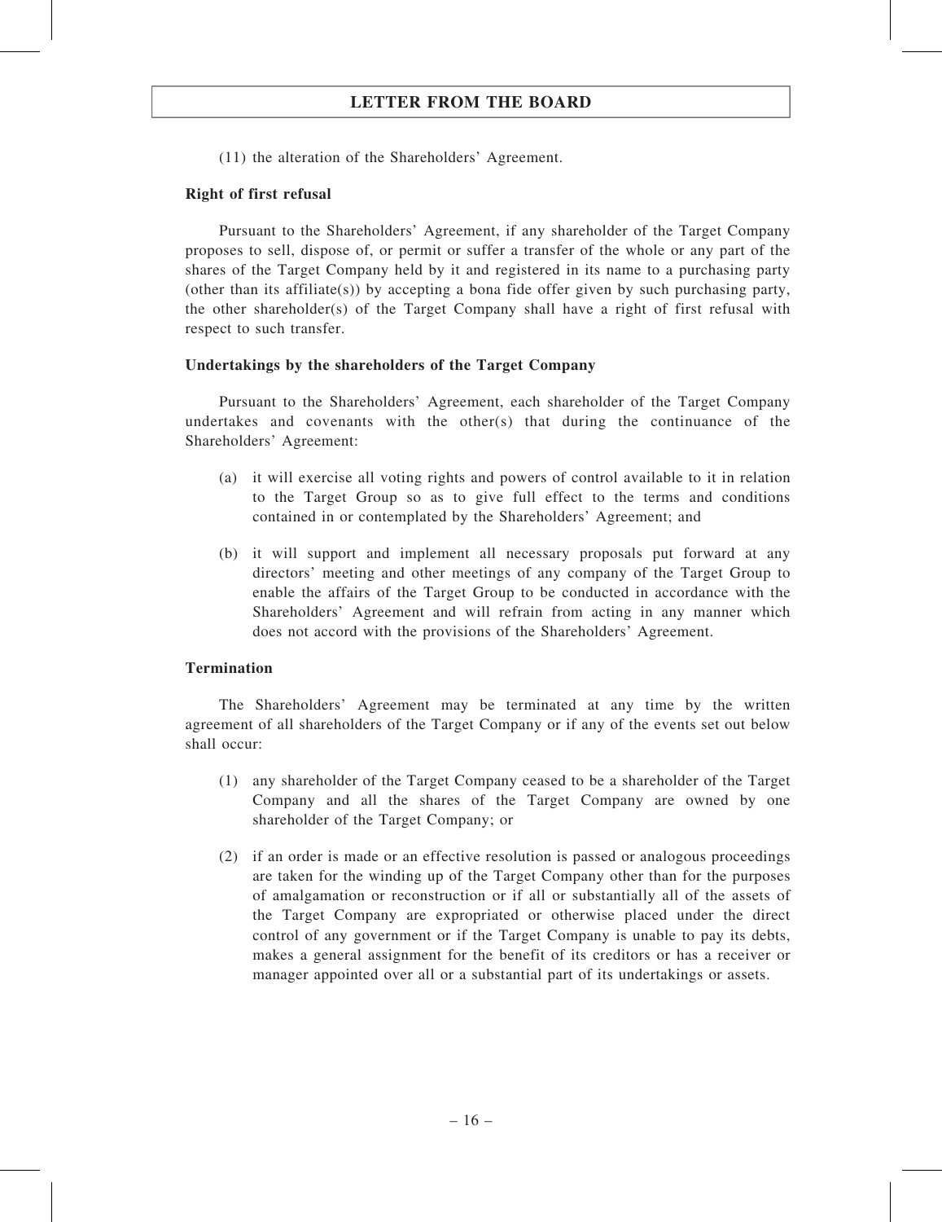(11) the alteration of the Shareholders' Agreement.

**Right of first refusal**

Pursuant to the Shareholders' Agreement, if any shareholder of the Target Company proposes to sell, dispose of, or permit or suffer a transfer of the whole or any part of the shares of the Target Company held by it and registered in its name to a purchasing party (other than its affiliate(s)) by accepting a bona fide offer given by such purchasing party, the other shareholder(s) of the Target Company shall have a right of first refusal with respect to such transfer.

**Undertakings by the shareholders of the Target Company**

Pursuant to the Shareholders' Agreement, each shareholder of the Target Company undertakes and covenants with the other(s) that during the continuance of the Shareholders' Agreement:

(a) it will exercise all voting rights and powers of control available to it in relation to the Target Group so as to give full effect to the terms and conditions contained in or contemplated by the Shareholders' Agreement; and

(b) it will support and implement all necessary proposals put forward at any directors' meeting and other meetings of any company of the Target Group to enable the affairs of the Target Group to be conducted in accordance with the Shareholders' Agreement and will refrain from acting in any manner which does not accord with the provisions of the Shareholders' Agreement.

**Termination**

The Shareholders' Agreement may be terminated at any time by the written agreement of all shareholders of the Target Company or if any of the events set out below shall occur:

(1) any shareholder of the Target Company ceased to be a shareholder of the Target Company and all the shares of the Target Company are owned by one shareholder of the Target Company; or

(2) if an order is made or an effective resolution is passed or analogous proceedings are taken for the winding up of the Target Company other than for the purposes of amalgamation or reconstruction or if all or substantially all of the assets of the Target Company are expropriated or otherwise placed under the direct control of any government or if the Target Company is unable to pay its debts, makes a general assignment for the benefit of its creditors or has a receiver or manager appointed over all or a substantial part of its undertakings or assets.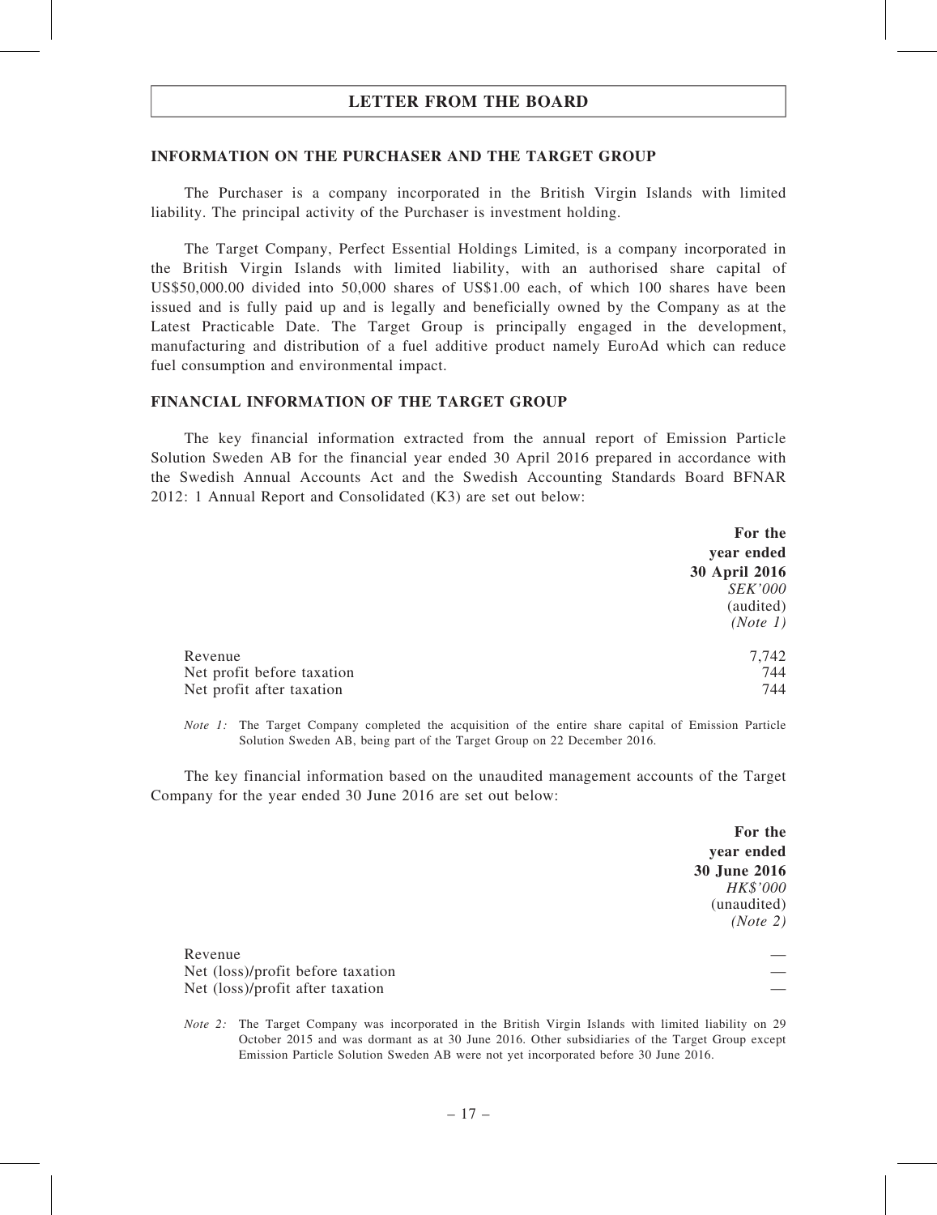## LETTER FROM THE BOARD

### INFORMATION ON THE PURCHASER AND THE TARGET GROUP

The Purchaser is a company incorporated in the British Virgin Islands with limited liability. The principal activity of the Purchaser is investment holding.

The Target Company, Perfect Essential Holdings Limited, is a company incorporated in the British Virgin Islands with limited liability, with an authorised share capital of US$50,000.00 divided into 50,000 shares of US$1.00 each, of which 100 shares have been issued and is fully paid up and is legally and beneficially owned by the Company as at the Latest Practicable Date. The Target Group is principally engaged in the development, manufacturing and distribution of a fuel additive product namely EuroAd which can reduce fuel consumption and environmental impact.

### FINANCIAL INFORMATION OF THE TARGET GROUP

The key financial information extracted from the annual report of Emission Particle Solution Sweden AB for the financial year ended 30 April 2016 prepared in accordance with the Swedish Annual Accounts Act and the Swedish Accounting Standards Board BFNAR 2012: 1 Annual Report and Consolidated (K3) are set out below:

| | **For the year ended 30 April 2016** |
|---|---|
| | *SEK'000* |
| | (audited) |
| | *(Note 1)* |
| Revenue | 7,742 |
| Net profit before taxation | 744 |
| Net profit after taxation | 744 |

*Note 1:* The Target Company completed the acquisition of the entire share capital of Emission Particle Solution Sweden AB, being part of the Target Group on 22 December 2016.

The key financial information based on the unaudited management accounts of the Target Company for the year ended 30 June 2016 are set out below:

| | **For the year ended 30 June 2016** |
|---|---|
| | *HK$'000* |
| | (unaudited) |
| | *(Note 2)* |
| Revenue | — |
| Net (loss)/profit before taxation | — |
| Net (loss)/profit after taxation | — |

*Note 2:* The Target Company was incorporated in the British Virgin Islands with limited liability on 29 October 2015 and was dormant as at 30 June 2016. Other subsidiaries of the Target Group except Emission Particle Solution Sweden AB were not yet incorporated before 30 June 2016.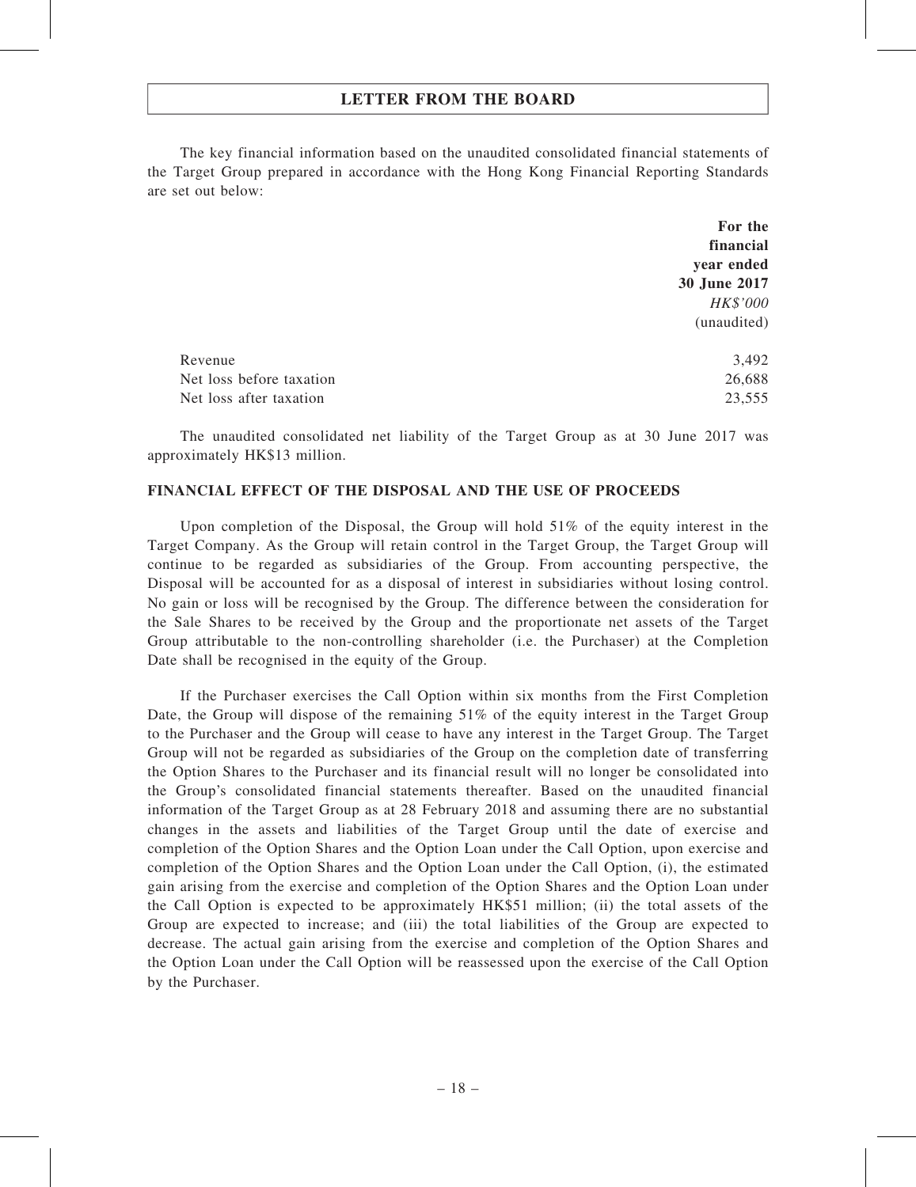The key financial information based on the unaudited consolidated financial statements of the Target Group prepared in accordance with the Hong Kong Financial Reporting Standards are set out below:

| | For the financial year ended 30 June 2017 |
|---|---|
| | *HK$'000* |
| | (unaudited) |
| Revenue | 3,492 |
| Net loss before taxation | 26,688 |
| Net loss after taxation | 23,555 |

The unaudited consolidated net liability of the Target Group as at 30 June 2017 was approximately HK$13 million.

## FINANCIAL EFFECT OF THE DISPOSAL AND THE USE OF PROCEEDS

Upon completion of the Disposal, the Group will hold 51% of the equity interest in the Target Company. As the Group will retain control in the Target Group, the Target Group will continue to be regarded as subsidiaries of the Group. From accounting perspective, the Disposal will be accounted for as a disposal of interest in subsidiaries without losing control. No gain or loss will be recognised by the Group. The difference between the consideration for the Sale Shares to be received by the Group and the proportionate net assets of the Target Group attributable to the non-controlling shareholder (i.e. the Purchaser) at the Completion Date shall be recognised in the equity of the Group.

If the Purchaser exercises the Call Option within six months from the First Completion Date, the Group will dispose of the remaining 51% of the equity interest in the Target Group to the Purchaser and the Group will cease to have any interest in the Target Group. The Target Group will not be regarded as subsidiaries of the Group on the completion date of transferring the Option Shares to the Purchaser and its financial result will no longer be consolidated into the Group's consolidated financial statements thereafter. Based on the unaudited financial information of the Target Group as at 28 February 2018 and assuming there are no substantial changes in the assets and liabilities of the Target Group until the date of exercise and completion of the Option Shares and the Option Loan under the Call Option, upon exercise and completion of the Option Shares and the Option Loan under the Call Option, (i), the estimated gain arising from the exercise and completion of the Option Shares and the Option Loan under the Call Option is expected to be approximately HK$51 million; (ii) the total assets of the Group are expected to increase; and (iii) the total liabilities of the Group are expected to decrease. The actual gain arising from the exercise and completion of the Option Shares and the Option Loan under the Call Option will be reassessed upon the exercise of the Call Option by the Purchaser.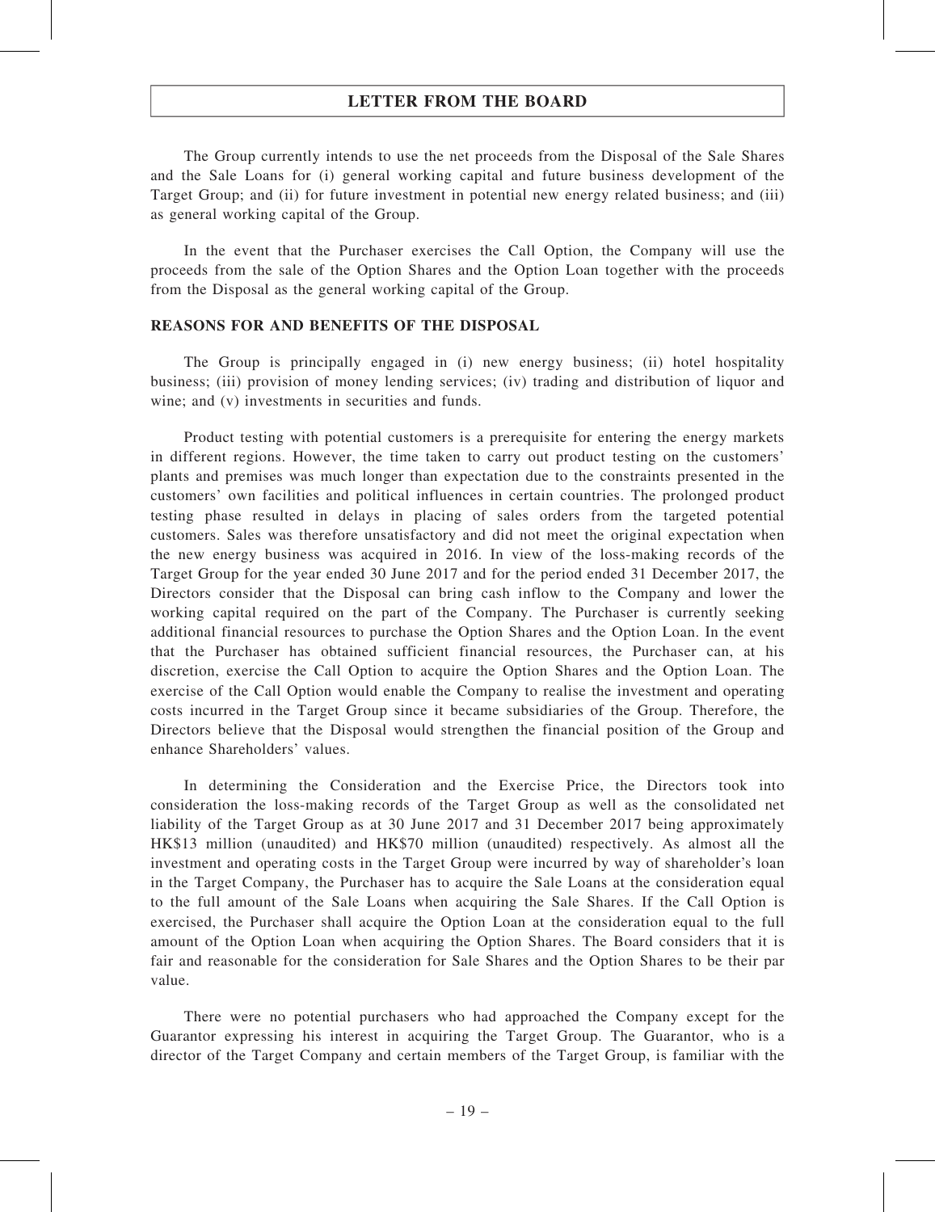The Group currently intends to use the net proceeds from the Disposal of the Sale Shares and the Sale Loans for (i) general working capital and future business development of the Target Group; and (ii) for future investment in potential new energy related business; and (iii) as general working capital of the Group.

In the event that the Purchaser exercises the Call Option, the Company will use the proceeds from the sale of the Option Shares and the Option Loan together with the proceeds from the Disposal as the general working capital of the Group.

**REASONS FOR AND BENEFITS OF THE DISPOSAL**

The Group is principally engaged in (i) new energy business; (ii) hotel hospitality business; (iii) provision of money lending services; (iv) trading and distribution of liquor and wine; and (v) investments in securities and funds.

Product testing with potential customers is a prerequisite for entering the energy markets in different regions. However, the time taken to carry out product testing on the customers' plants and premises was much longer than expectation due to the constraints presented in the customers' own facilities and political influences in certain countries. The prolonged product testing phase resulted in delays in placing of sales orders from the targeted potential customers. Sales was therefore unsatisfactory and did not meet the original expectation when the new energy business was acquired in 2016. In view of the loss-making records of the Target Group for the year ended 30 June 2017 and for the period ended 31 December 2017, the Directors consider that the Disposal can bring cash inflow to the Company and lower the working capital required on the part of the Company. The Purchaser is currently seeking additional financial resources to purchase the Option Shares and the Option Loan. In the event that the Purchaser has obtained sufficient financial resources, the Purchaser can, at his discretion, exercise the Call Option to acquire the Option Shares and the Option Loan. The exercise of the Call Option would enable the Company to realise the investment and operating costs incurred in the Target Group since it became subsidiaries of the Group. Therefore, the Directors believe that the Disposal would strengthen the financial position of the Group and enhance Shareholders' values.

In determining the Consideration and the Exercise Price, the Directors took into consideration the loss-making records of the Target Group as well as the consolidated net liability of the Target Group as at 30 June 2017 and 31 December 2017 being approximately HK$13 million (unaudited) and HK$70 million (unaudited) respectively. As almost all the investment and operating costs in the Target Group were incurred by way of shareholder's loan in the Target Company, the Purchaser has to acquire the Sale Loans at the consideration equal to the full amount of the Sale Loans when acquiring the Sale Shares. If the Call Option is exercised, the Purchaser shall acquire the Option Loan at the consideration equal to the full amount of the Option Loan when acquiring the Option Shares. The Board considers that it is fair and reasonable for the consideration for Sale Shares and the Option Shares to be their par value.

There were no potential purchasers who had approached the Company except for the Guarantor expressing his interest in acquiring the Target Group. The Guarantor, who is a director of the Target Company and certain members of the Target Group, is familiar with the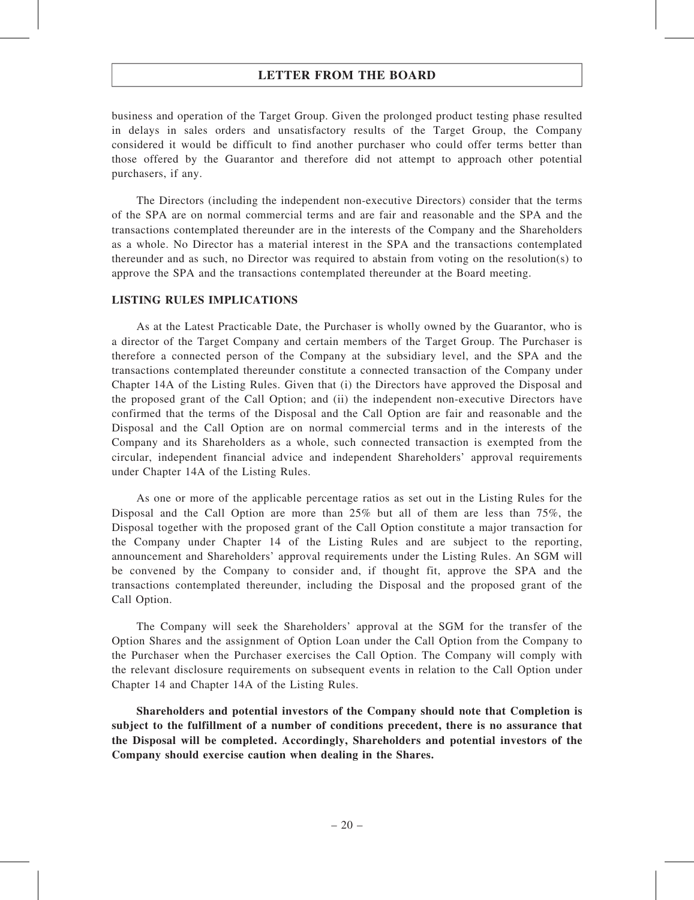business and operation of the Target Group. Given the prolonged product testing phase resulted in delays in sales orders and unsatisfactory results of the Target Group, the Company considered it would be difficult to find another purchaser who could offer terms better than those offered by the Guarantor and therefore did not attempt to approach other potential purchasers, if any.

The Directors (including the independent non-executive Directors) consider that the terms of the SPA are on normal commercial terms and are fair and reasonable and the SPA and the transactions contemplated thereunder are in the interests of the Company and the Shareholders as a whole. No Director has a material interest in the SPA and the transactions contemplated thereunder and as such, no Director was required to abstain from voting on the resolution(s) to approve the SPA and the transactions contemplated thereunder at the Board meeting.

**LISTING RULES IMPLICATIONS**

As at the Latest Practicable Date, the Purchaser is wholly owned by the Guarantor, who is a director of the Target Company and certain members of the Target Group. The Purchaser is therefore a connected person of the Company at the subsidiary level, and the SPA and the transactions contemplated thereunder constitute a connected transaction of the Company under Chapter 14A of the Listing Rules. Given that (i) the Directors have approved the Disposal and the proposed grant of the Call Option; and (ii) the independent non-executive Directors have confirmed that the terms of the Disposal and the Call Option are fair and reasonable and the Disposal and the Call Option are on normal commercial terms and in the interests of the Company and its Shareholders as a whole, such connected transaction is exempted from the circular, independent financial advice and independent Shareholders' approval requirements under Chapter 14A of the Listing Rules.

As one or more of the applicable percentage ratios as set out in the Listing Rules for the Disposal and the Call Option are more than 25% but all of them are less than 75%, the Disposal together with the proposed grant of the Call Option constitute a major transaction for the Company under Chapter 14 of the Listing Rules and are subject to the reporting, announcement and Shareholders' approval requirements under the Listing Rules. An SGM will be convened by the Company to consider and, if thought fit, approve the SPA and the transactions contemplated thereunder, including the Disposal and the proposed grant of the Call Option.

The Company will seek the Shareholders' approval at the SGM for the transfer of the Option Shares and the assignment of Option Loan under the Call Option from the Company to the Purchaser when the Purchaser exercises the Call Option. The Company will comply with the relevant disclosure requirements on subsequent events in relation to the Call Option under Chapter 14 and Chapter 14A of the Listing Rules.

**Shareholders and potential investors of the Company should note that Completion is subject to the fulfillment of a number of conditions precedent, there is no assurance that the Disposal will be completed. Accordingly, Shareholders and potential investors of the Company should exercise caution when dealing in the Shares.**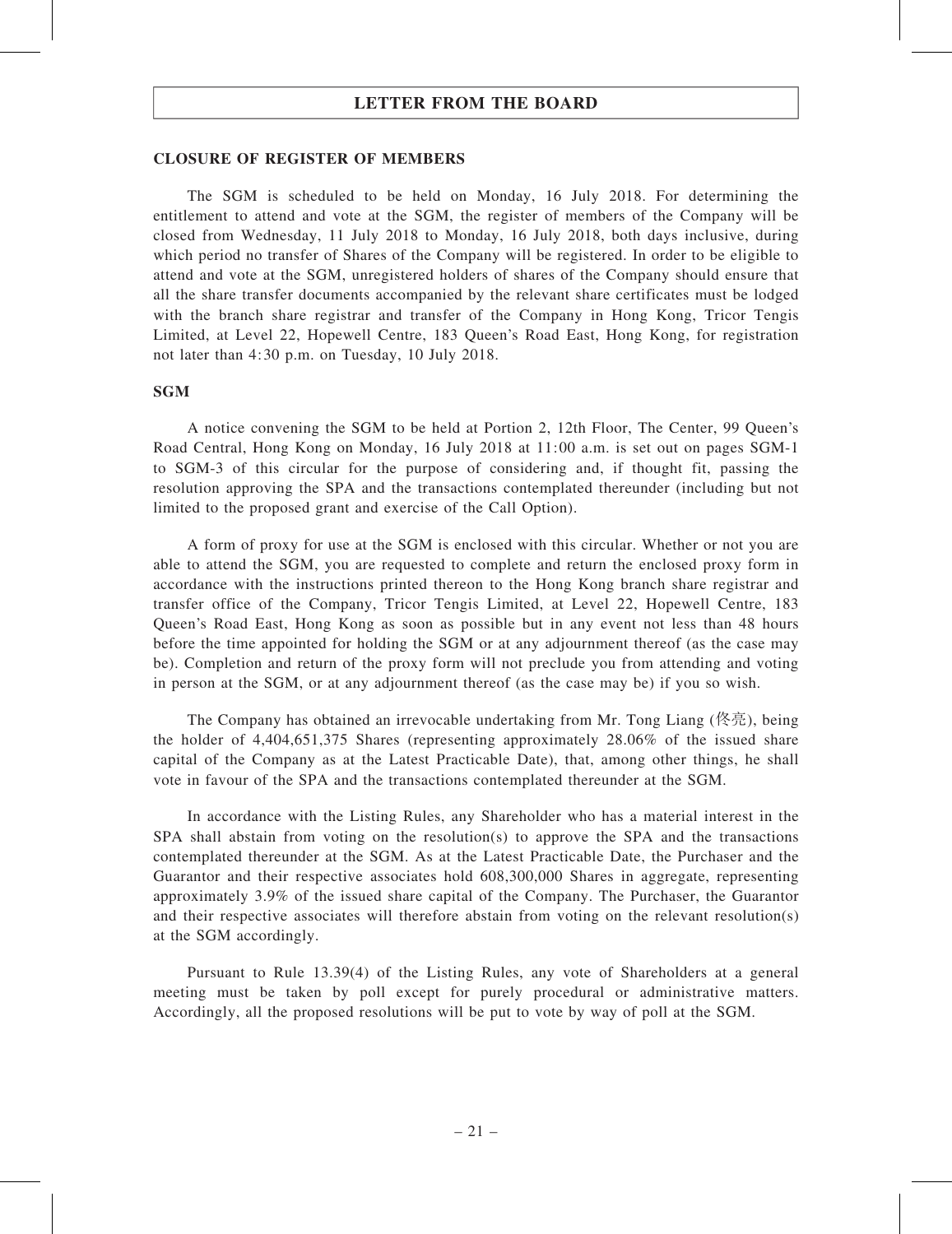## CLOSURE OF REGISTER OF MEMBERS

The SGM is scheduled to be held on Monday, 16 July 2018. For determining the entitlement to attend and vote at the SGM, the register of members of the Company will be closed from Wednesday, 11 July 2018 to Monday, 16 July 2018, both days inclusive, during which period no transfer of Shares of the Company will be registered. In order to be eligible to attend and vote at the SGM, unregistered holders of shares of the Company should ensure that all the share transfer documents accompanied by the relevant share certificates must be lodged with the branch share registrar and transfer of the Company in Hong Kong, Tricor Tengis Limited, at Level 22, Hopewell Centre, 183 Queen's Road East, Hong Kong, for registration not later than 4:30 p.m. on Tuesday, 10 July 2018.

## SGM

A notice convening the SGM to be held at Portion 2, 12th Floor, The Center, 99 Queen's Road Central, Hong Kong on Monday, 16 July 2018 at 11:00 a.m. is set out on pages SGM-1 to SGM-3 of this circular for the purpose of considering and, if thought fit, passing the resolution approving the SPA and the transactions contemplated thereunder (including but not limited to the proposed grant and exercise of the Call Option).

A form of proxy for use at the SGM is enclosed with this circular. Whether or not you are able to attend the SGM, you are requested to complete and return the enclosed proxy form in accordance with the instructions printed thereon to the Hong Kong branch share registrar and transfer office of the Company, Tricor Tengis Limited, at Level 22, Hopewell Centre, 183 Queen's Road East, Hong Kong as soon as possible but in any event not less than 48 hours before the time appointed for holding the SGM or at any adjournment thereof (as the case may be). Completion and return of the proxy form will not preclude you from attending and voting in person at the SGM, or at any adjournment thereof (as the case may be) if you so wish.

The Company has obtained an irrevocable undertaking from Mr. Tong Liang (佟亮), being the holder of 4,404,651,375 Shares (representing approximately 28.06% of the issued share capital of the Company as at the Latest Practicable Date), that, among other things, he shall vote in favour of the SPA and the transactions contemplated thereunder at the SGM.

In accordance with the Listing Rules, any Shareholder who has a material interest in the SPA shall abstain from voting on the resolution(s) to approve the SPA and the transactions contemplated thereunder at the SGM. As at the Latest Practicable Date, the Purchaser and the Guarantor and their respective associates hold 608,300,000 Shares in aggregate, representing approximately 3.9% of the issued share capital of the Company. The Purchaser, the Guarantor and their respective associates will therefore abstain from voting on the relevant resolution(s) at the SGM accordingly.

Pursuant to Rule 13.39(4) of the Listing Rules, any vote of Shareholders at a general meeting must be taken by poll except for purely procedural or administrative matters. Accordingly, all the proposed resolutions will be put to vote by way of poll at the SGM.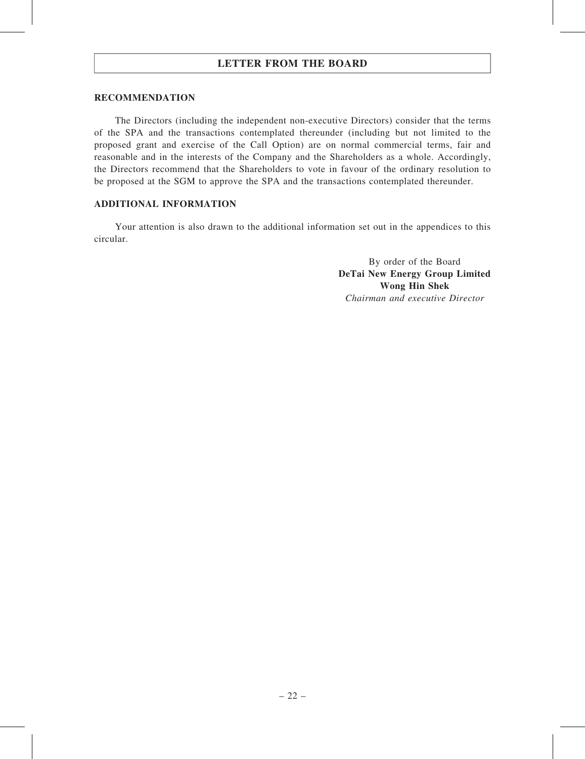## RECOMMENDATION

The Directors (including the independent non-executive Directors) consider that the terms of the SPA and the transactions contemplated thereunder (including but not limited to the proposed grant and exercise of the Call Option) are on normal commercial terms, fair and reasonable and in the interests of the Company and the Shareholders as a whole. Accordingly, the Directors recommend that the Shareholders to vote in favour of the ordinary resolution to be proposed at the SGM to approve the SPA and the transactions contemplated thereunder.

## ADDITIONAL INFORMATION

Your attention is also drawn to the additional information set out in the appendices to this circular.

By order of the Board
**DeTai New Energy Group Limited**
**Wong Hin Shek**
*Chairman and executive Director*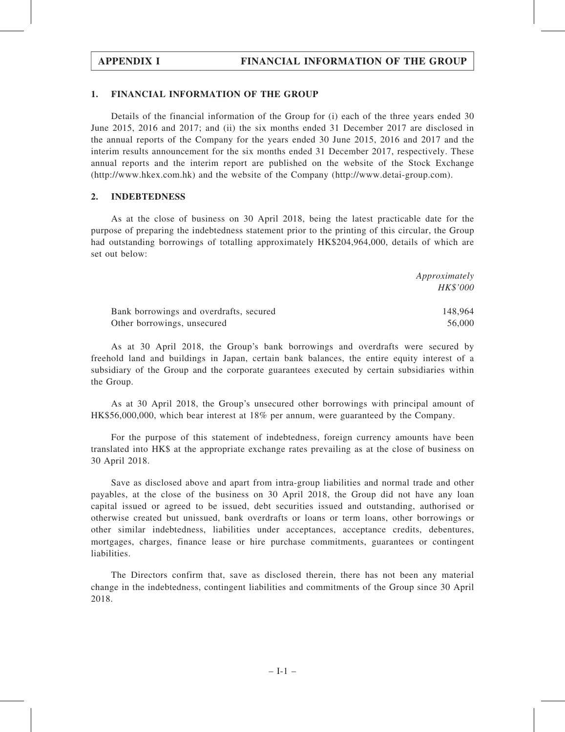# APPENDIX I FINANCIAL INFORMATION OF THE GROUP

## 1. FINANCIAL INFORMATION OF THE GROUP

Details of the financial information of the Group for (i) each of the three years ended 30 June 2015, 2016 and 2017; and (ii) the six months ended 31 December 2017 are disclosed in the annual reports of the Company for the years ended 30 June 2015, 2016 and 2017 and the interim results announcement for the six months ended 31 December 2017, respectively. These annual reports and the interim report are published on the website of the Stock Exchange (http://www.hkex.com.hk) and the website of the Company (http://www.detai-group.com).

## 2. INDEBTEDNESS

As at the close of business on 30 April 2018, being the latest practicable date for the purpose of preparing the indebtedness statement prior to the printing of this circular, the Group had outstanding borrowings of totalling approximately HK$204,964,000, details of which are set out below:

| | *Approximately HK$'000* |
|---|---|
| Bank borrowings and overdrafts, secured | 148,964 |
| Other borrowings, unsecured | 56,000 |

As at 30 April 2018, the Group's bank borrowings and overdrafts were secured by freehold land and buildings in Japan, certain bank balances, the entire equity interest of a subsidiary of the Group and the corporate guarantees executed by certain subsidiaries within the Group.

As at 30 April 2018, the Group's unsecured other borrowings with principal amount of HK$56,000,000, which bear interest at 18% per annum, were guaranteed by the Company.

For the purpose of this statement of indebtedness, foreign currency amounts have been translated into HK$ at the appropriate exchange rates prevailing as at the close of business on 30 April 2018.

Save as disclosed above and apart from intra-group liabilities and normal trade and other payables, at the close of the business on 30 April 2018, the Group did not have any loan capital issued or agreed to be issued, debt securities issued and outstanding, authorised or otherwise created but unissued, bank overdrafts or loans or term loans, other borrowings or other similar indebtedness, liabilities under acceptances, acceptance credits, debentures, mortgages, charges, finance lease or hire purchase commitments, guarantees or contingent liabilities.

The Directors confirm that, save as disclosed therein, there has not been any material change in the indebtedness, contingent liabilities and commitments of the Group since 30 April 2018.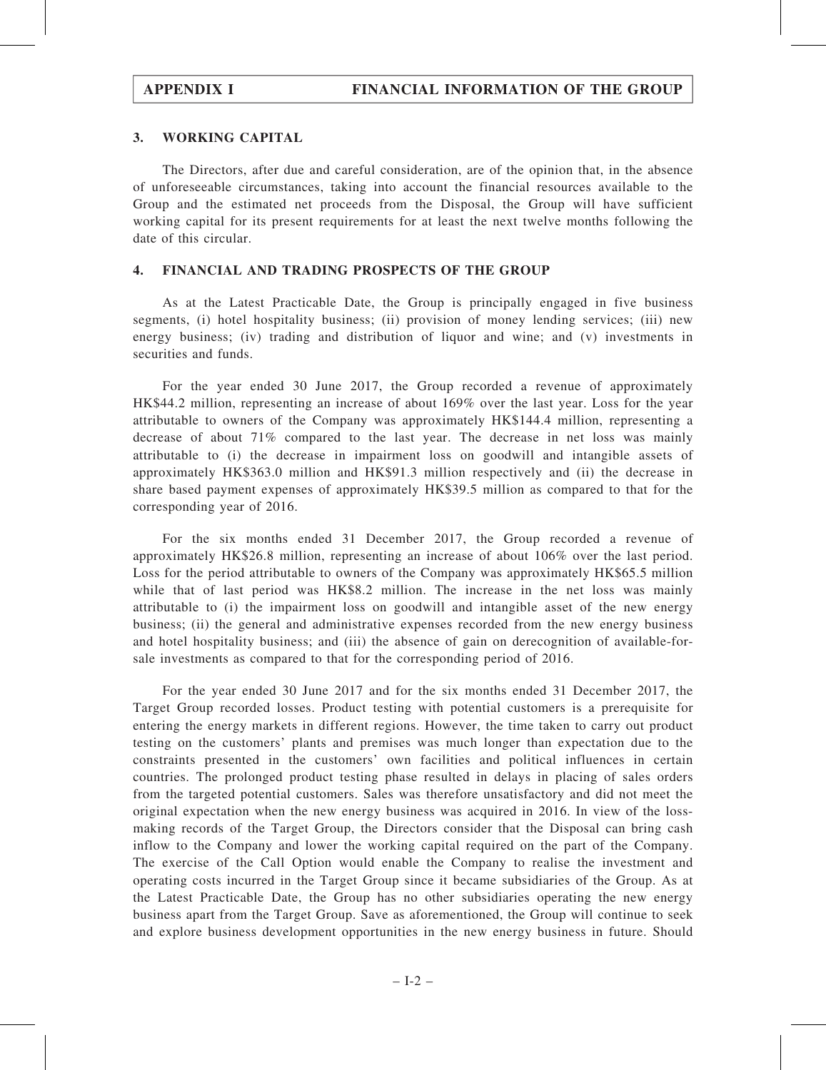## 3. WORKING CAPITAL

The Directors, after due and careful consideration, are of the opinion that, in the absence of unforeseeable circumstances, taking into account the financial resources available to the Group and the estimated net proceeds from the Disposal, the Group will have sufficient working capital for its present requirements for at least the next twelve months following the date of this circular.

## 4. FINANCIAL AND TRADING PROSPECTS OF THE GROUP

As at the Latest Practicable Date, the Group is principally engaged in five business segments, (i) hotel hospitality business; (ii) provision of money lending services; (iii) new energy business; (iv) trading and distribution of liquor and wine; and (v) investments in securities and funds.

For the year ended 30 June 2017, the Group recorded a revenue of approximately HK$44.2 million, representing an increase of about 169% over the last year. Loss for the year attributable to owners of the Company was approximately HK$144.4 million, representing a decrease of about 71% compared to the last year. The decrease in net loss was mainly attributable to (i) the decrease in impairment loss on goodwill and intangible assets of approximately HK$363.0 million and HK$91.3 million respectively and (ii) the decrease in share based payment expenses of approximately HK$39.5 million as compared to that for the corresponding year of 2016.

For the six months ended 31 December 2017, the Group recorded a revenue of approximately HK$26.8 million, representing an increase of about 106% over the last period. Loss for the period attributable to owners of the Company was approximately HK$65.5 million while that of last period was HK$8.2 million. The increase in the net loss was mainly attributable to (i) the impairment loss on goodwill and intangible asset of the new energy business; (ii) the general and administrative expenses recorded from the new energy business and hotel hospitality business; and (iii) the absence of gain on derecognition of available-for-sale investments as compared to that for the corresponding period of 2016.

For the year ended 30 June 2017 and for the six months ended 31 December 2017, the Target Group recorded losses. Product testing with potential customers is a prerequisite for entering the energy markets in different regions. However, the time taken to carry out product testing on the customers' plants and premises was much longer than expectation due to the constraints presented in the customers' own facilities and political influences in certain countries. The prolonged product testing phase resulted in delays in placing of sales orders from the targeted potential customers. Sales was therefore unsatisfactory and did not meet the original expectation when the new energy business was acquired in 2016. In view of the loss-making records of the Target Group, the Directors consider that the Disposal can bring cash inflow to the Company and lower the working capital required on the part of the Company. The exercise of the Call Option would enable the Company to realise the investment and operating costs incurred in the Target Group since it became subsidiaries of the Group. As at the Latest Practicable Date, the Group has no other subsidiaries operating the new energy business apart from the Target Group. Save as aforementioned, the Group will continue to seek and explore business development opportunities in the new energy business in future. Should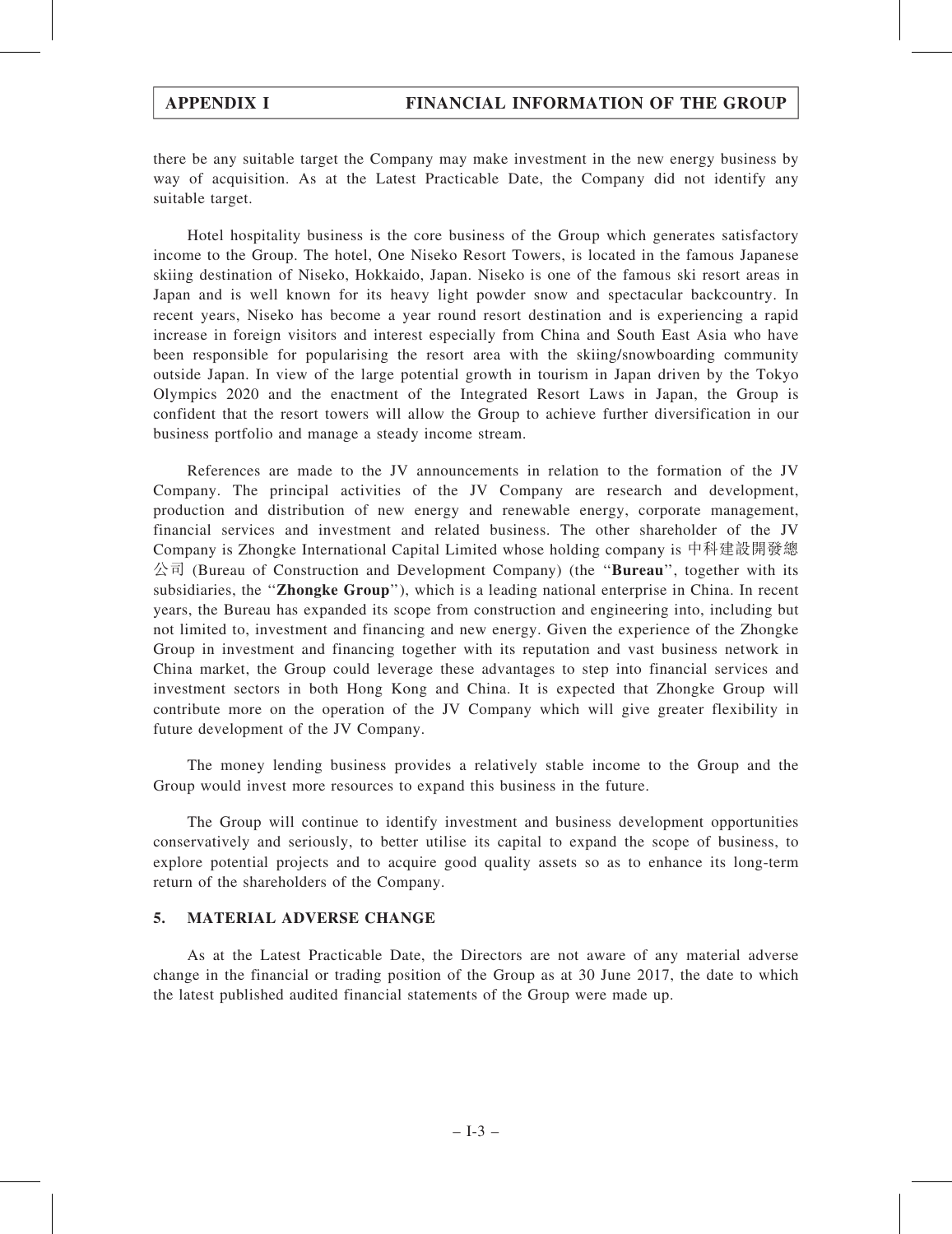there be any suitable target the Company may make investment in the new energy business by way of acquisition. As at the Latest Practicable Date, the Company did not identify any suitable target.

Hotel hospitality business is the core business of the Group which generates satisfactory income to the Group. The hotel, One Niseko Resort Towers, is located in the famous Japanese skiing destination of Niseko, Hokkaido, Japan. Niseko is one of the famous ski resort areas in Japan and is well known for its heavy light powder snow and spectacular backcountry. In recent years, Niseko has become a year round resort destination and is experiencing a rapid increase in foreign visitors and interest especially from China and South East Asia who have been responsible for popularising the resort area with the skiing/snowboarding community outside Japan. In view of the large potential growth in tourism in Japan driven by the Tokyo Olympics 2020 and the enactment of the Integrated Resort Laws in Japan, the Group is confident that the resort towers will allow the Group to achieve further diversification in our business portfolio and manage a steady income stream.

References are made to the JV announcements in relation to the formation of the JV Company. The principal activities of the JV Company are research and development, production and distribution of new energy and renewable energy, corporate management, financial services and investment and related business. The other shareholder of the JV Company is Zhongke International Capital Limited whose holding company is 中科建設開發總公司 (Bureau of Construction and Development Company) (the "**Bureau**", together with its subsidiaries, the "**Zhongke Group**"), which is a leading national enterprise in China. In recent years, the Bureau has expanded its scope from construction and engineering into, including but not limited to, investment and financing and new energy. Given the experience of the Zhongke Group in investment and financing together with its reputation and vast business network in China market, the Group could leverage these advantages to step into financial services and investment sectors in both Hong Kong and China. It is expected that Zhongke Group will contribute more on the operation of the JV Company which will give greater flexibility in future development of the JV Company.

The money lending business provides a relatively stable income to the Group and the Group would invest more resources to expand this business in the future.

The Group will continue to identify investment and business development opportunities conservatively and seriously, to better utilise its capital to expand the scope of business, to explore potential projects and to acquire good quality assets so as to enhance its long-term return of the shareholders of the Company.

## 5. MATERIAL ADVERSE CHANGE

As at the Latest Practicable Date, the Directors are not aware of any material adverse change in the financial or trading position of the Group as at 30 June 2017, the date to which the latest published audited financial statements of the Group were made up.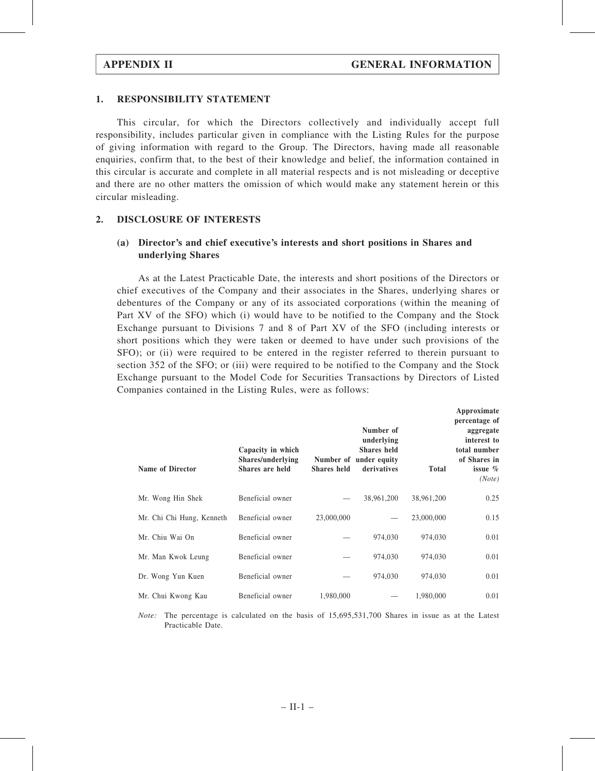**APPENDIX II — GENERAL INFORMATION**

## 1. RESPONSIBILITY STATEMENT

This circular, for which the Directors collectively and individually accept full responsibility, includes particular given in compliance with the Listing Rules for the purpose of giving information with regard to the Group. The Directors, having made all reasonable enquiries, confirm that, to the best of their knowledge and belief, the information contained in this circular is accurate and complete in all material respects and is not misleading or deceptive and there are no other matters the omission of which would make any statement herein or this circular misleading.

## 2. DISCLOSURE OF INTERESTS

### (a) Director's and chief executive's interests and short positions in Shares and underlying Shares

As at the Latest Practicable Date, the interests and short positions of the Directors or chief executives of the Company and their associates in the Shares, underlying shares or debentures of the Company or any of its associated corporations (within the meaning of Part XV of the SFO) which (i) would have to be notified to the Company and the Stock Exchange pursuant to Divisions 7 and 8 of Part XV of the SFO (including interests or short positions which they were taken or deemed to have under such provisions of the SFO); or (ii) were required to be entered in the register referred to therein pursuant to section 352 of the SFO; or (iii) were required to be notified to the Company and the Stock Exchange pursuant to the Model Code for Securities Transactions by Directors of Listed Companies contained in the Listing Rules, were as follows:

| Name of Director | Capacity in which Shares/underlying Shares are held | Number of Shares held | Number of underlying Shares held under equity derivatives | Total | Approximate percentage of aggregate interest to total number of Shares in issue % *(Note)* |
|---|---|---|---|---|---|
| Mr. Wong Hin Shek | Beneficial owner | — | 38,961,200 | 38,961,200 | 0.25 |
| Mr. Chi Chi Hung, Kenneth | Beneficial owner | 23,000,000 | — | 23,000,000 | 0.15 |
| Mr. Chiu Wai On | Beneficial owner | — | 974,030 | 974,030 | 0.01 |
| Mr. Man Kwok Leung | Beneficial owner | — | 974,030 | 974,030 | 0.01 |
| Dr. Wong Yun Kuen | Beneficial owner | — | 974,030 | 974,030 | 0.01 |
| Mr. Chui Kwong Kau | Beneficial owner | 1,980,000 | — | 1,980,000 | 0.01 |

*Note:* The percentage is calculated on the basis of 15,695,531,700 Shares in issue as at the Latest Practicable Date.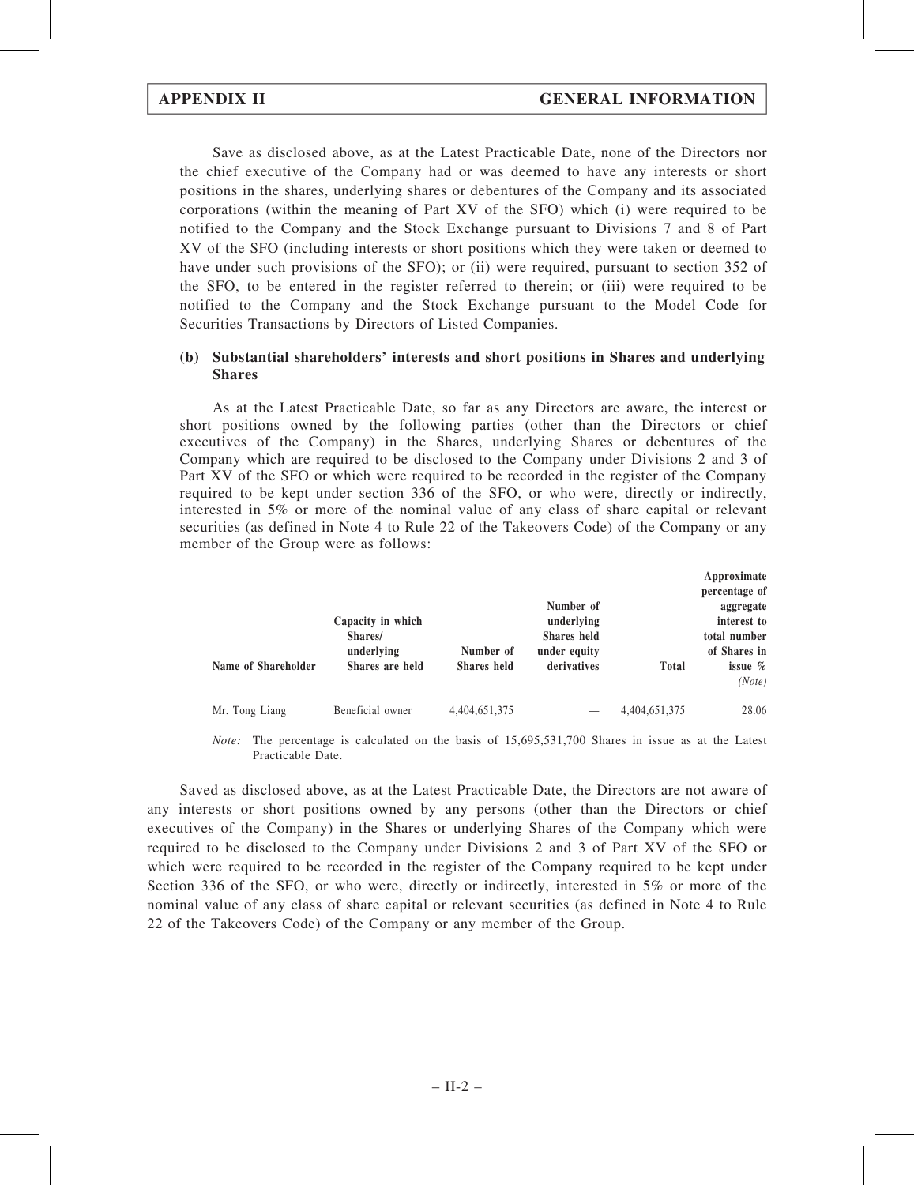Save as disclosed above, as at the Latest Practicable Date, none of the Directors nor the chief executive of the Company had or was deemed to have any interests or short positions in the shares, underlying shares or debentures of the Company and its associated corporations (within the meaning of Part XV of the SFO) which (i) were required to be notified to the Company and the Stock Exchange pursuant to Divisions 7 and 8 of Part XV of the SFO (including interests or short positions which they were taken or deemed to have under such provisions of the SFO); or (ii) were required, pursuant to section 352 of the SFO, to be entered in the register referred to therein; or (iii) were required to be notified to the Company and the Stock Exchange pursuant to the Model Code for Securities Transactions by Directors of Listed Companies.

### (b) Substantial shareholders' interests and short positions in Shares and underlying Shares

As at the Latest Practicable Date, so far as any Directors are aware, the interest or short positions owned by the following parties (other than the Directors or chief executives of the Company) in the Shares, underlying Shares or debentures of the Company which are required to be disclosed to the Company under Divisions 2 and 3 of Part XV of the SFO or which were required to be recorded in the register of the Company required to be kept under section 336 of the SFO, or who were, directly or indirectly, interested in 5% or more of the nominal value of any class of share capital or relevant securities (as defined in Note 4 to Rule 22 of the Takeovers Code) of the Company or any member of the Group were as follows:

| Name of Shareholder | Capacity in which Shares/ underlying Shares are held | Number of Shares held | Number of underlying Shares held under equity derivatives | Total | Approximate percentage of aggregate interest to total number of Shares in issue % *(Note)* |
|---|---|---|---|---|---|
| Mr. Tong Liang | Beneficial owner | 4,404,651,375 | — | 4,404,651,375 | 28.06 |

*Note:* The percentage is calculated on the basis of 15,695,531,700 Shares in issue as at the Latest Practicable Date.

Saved as disclosed above, as at the Latest Practicable Date, the Directors are not aware of any interests or short positions owned by any persons (other than the Directors or chief executives of the Company) in the Shares or underlying Shares of the Company which were required to be disclosed to the Company under Divisions 2 and 3 of Part XV of the SFO or which were required to be recorded in the register of the Company required to be kept under Section 336 of the SFO, or who were, directly or indirectly, interested in 5% or more of the nominal value of any class of share capital or relevant securities (as defined in Note 4 to Rule 22 of the Takeovers Code) of the Company or any member of the Group.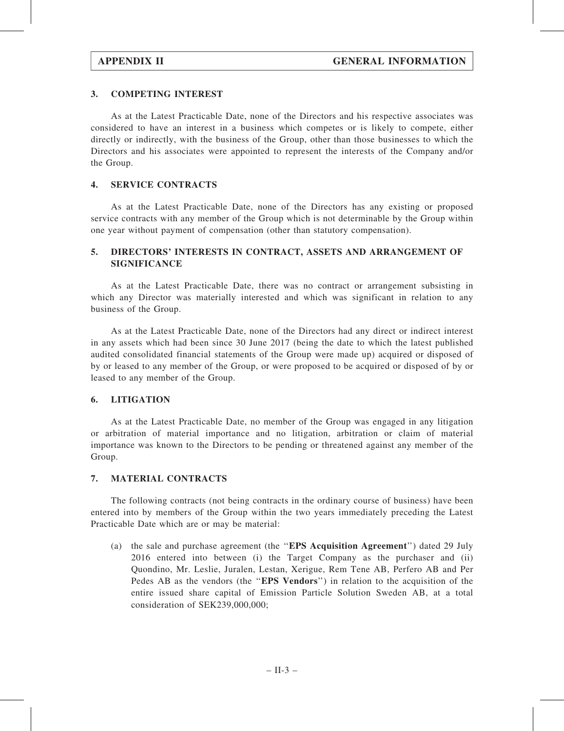## 3. COMPETING INTEREST

As at the Latest Practicable Date, none of the Directors and his respective associates was considered to have an interest in a business which competes or is likely to compete, either directly or indirectly, with the business of the Group, other than those businesses to which the Directors and his associates were appointed to represent the interests of the Company and/or the Group.

## 4. SERVICE CONTRACTS

As at the Latest Practicable Date, none of the Directors has any existing or proposed service contracts with any member of the Group which is not determinable by the Group within one year without payment of compensation (other than statutory compensation).

## 5. DIRECTORS' INTERESTS IN CONTRACT, ASSETS AND ARRANGEMENT OF SIGNIFICANCE

As at the Latest Practicable Date, there was no contract or arrangement subsisting in which any Director was materially interested and which was significant in relation to any business of the Group.

As at the Latest Practicable Date, none of the Directors had any direct or indirect interest in any assets which had been since 30 June 2017 (being the date to which the latest published audited consolidated financial statements of the Group were made up) acquired or disposed of by or leased to any member of the Group, or were proposed to be acquired or disposed of by or leased to any member of the Group.

## 6. LITIGATION

As at the Latest Practicable Date, no member of the Group was engaged in any litigation or arbitration of material importance and no litigation, arbitration or claim of material importance was known to the Directors to be pending or threatened against any member of the Group.

## 7. MATERIAL CONTRACTS

The following contracts (not being contracts in the ordinary course of business) have been entered into by members of the Group within the two years immediately preceding the Latest Practicable Date which are or may be material:

(a) the sale and purchase agreement (the "**EPS Acquisition Agreement**") dated 29 July 2016 entered into between (i) the Target Company as the purchaser and (ii) Quondino, Mr. Leslie, Juralen, Lestan, Xerigue, Rem Tene AB, Perfero AB and Per Pedes AB as the vendors (the "**EPS Vendors**") in relation to the acquisition of the entire issued share capital of Emission Particle Solution Sweden AB, at a total consideration of SEK239,000,000;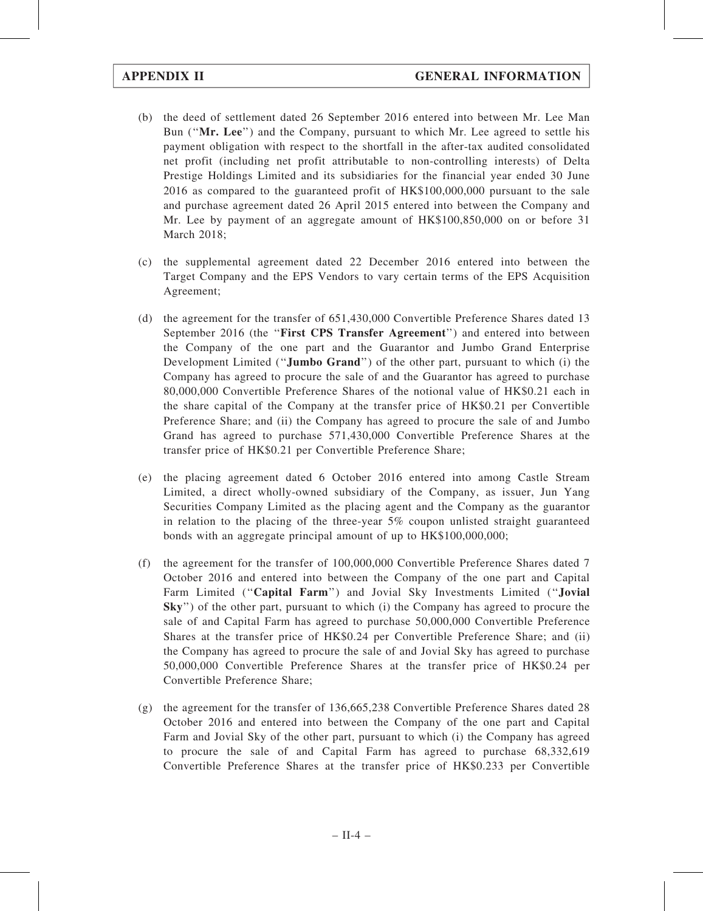(b) the deed of settlement dated 26 September 2016 entered into between Mr. Lee Man Bun ("**Mr. Lee**") and the Company, pursuant to which Mr. Lee agreed to settle his payment obligation with respect to the shortfall in the after-tax audited consolidated net profit (including net profit attributable to non-controlling interests) of Delta Prestige Holdings Limited and its subsidiaries for the financial year ended 30 June 2016 as compared to the guaranteed profit of HK$100,000,000 pursuant to the sale and purchase agreement dated 26 April 2015 entered into between the Company and Mr. Lee by payment of an aggregate amount of HK$100,850,000 on or before 31 March 2018;

(c) the supplemental agreement dated 22 December 2016 entered into between the Target Company and the EPS Vendors to vary certain terms of the EPS Acquisition Agreement;

(d) the agreement for the transfer of 651,430,000 Convertible Preference Shares dated 13 September 2016 (the "**First CPS Transfer Agreement**") and entered into between the Company of the one part and the Guarantor and Jumbo Grand Enterprise Development Limited ("**Jumbo Grand**") of the other part, pursuant to which (i) the Company has agreed to procure the sale of and the Guarantor has agreed to purchase 80,000,000 Convertible Preference Shares of the notional value of HK$0.21 each in the share capital of the Company at the transfer price of HK$0.21 per Convertible Preference Share; and (ii) the Company has agreed to procure the sale of and Jumbo Grand has agreed to purchase 571,430,000 Convertible Preference Shares at the transfer price of HK$0.21 per Convertible Preference Share;

(e) the placing agreement dated 6 October 2016 entered into among Castle Stream Limited, a direct wholly-owned subsidiary of the Company, as issuer, Jun Yang Securities Company Limited as the placing agent and the Company as the guarantor in relation to the placing of the three-year 5% coupon unlisted straight guaranteed bonds with an aggregate principal amount of up to HK$100,000,000;

(f) the agreement for the transfer of 100,000,000 Convertible Preference Shares dated 7 October 2016 and entered into between the Company of the one part and Capital Farm Limited ("**Capital Farm**") and Jovial Sky Investments Limited ("**Jovial Sky**") of the other part, pursuant to which (i) the Company has agreed to procure the sale of and Capital Farm has agreed to purchase 50,000,000 Convertible Preference Shares at the transfer price of HK$0.24 per Convertible Preference Share; and (ii) the Company has agreed to procure the sale of and Jovial Sky has agreed to purchase 50,000,000 Convertible Preference Shares at the transfer price of HK$0.24 per Convertible Preference Share;

(g) the agreement for the transfer of 136,665,238 Convertible Preference Shares dated 28 October 2016 and entered into between the Company of the one part and Capital Farm and Jovial Sky of the other part, pursuant to which (i) the Company has agreed to procure the sale of and Capital Farm has agreed to purchase 68,332,619 Convertible Preference Shares at the transfer price of HK$0.233 per Convertible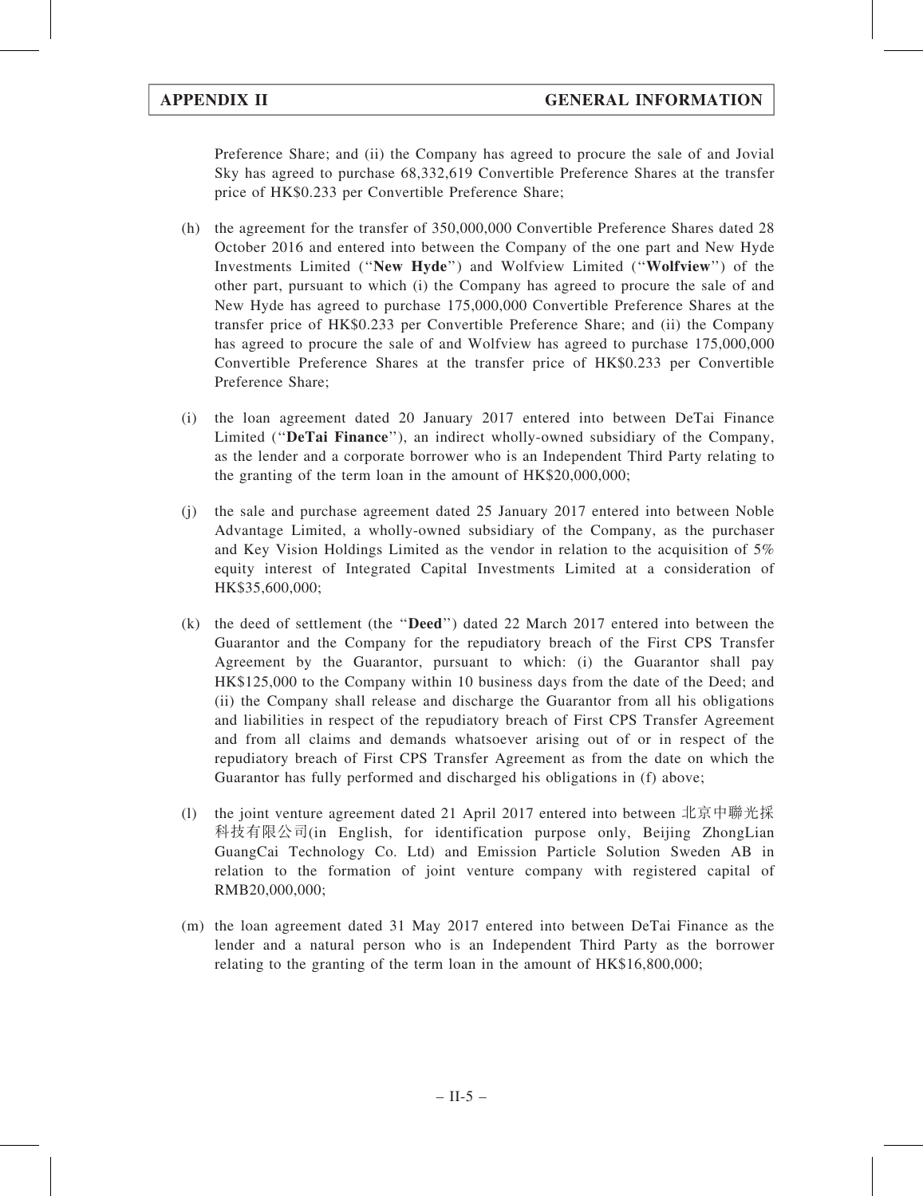Preference Share; and (ii) the Company has agreed to procure the sale of and Jovial Sky has agreed to purchase 68,332,619 Convertible Preference Shares at the transfer price of HK$0.233 per Convertible Preference Share;

(h) the agreement for the transfer of 350,000,000 Convertible Preference Shares dated 28 October 2016 and entered into between the Company of the one part and New Hyde Investments Limited (''**New Hyde**'') and Wolfview Limited (''**Wolfview**'') of the other part, pursuant to which (i) the Company has agreed to procure the sale of and New Hyde has agreed to purchase 175,000,000 Convertible Preference Shares at the transfer price of HK$0.233 per Convertible Preference Share; and (ii) the Company has agreed to procure the sale of and Wolfview has agreed to purchase 175,000,000 Convertible Preference Shares at the transfer price of HK$0.233 per Convertible Preference Share;

(i) the loan agreement dated 20 January 2017 entered into between DeTai Finance Limited (''**DeTai Finance**''), an indirect wholly-owned subsidiary of the Company, as the lender and a corporate borrower who is an Independent Third Party relating to the granting of the term loan in the amount of HK$20,000,000;

(j) the sale and purchase agreement dated 25 January 2017 entered into between Noble Advantage Limited, a wholly-owned subsidiary of the Company, as the purchaser and Key Vision Holdings Limited as the vendor in relation to the acquisition of 5% equity interest of Integrated Capital Investments Limited at a consideration of HK$35,600,000;

(k) the deed of settlement (the ''**Deed**'') dated 22 March 2017 entered into between the Guarantor and the Company for the repudiatory breach of the First CPS Transfer Agreement by the Guarantor, pursuant to which: (i) the Guarantor shall pay HK$125,000 to the Company within 10 business days from the date of the Deed; and (ii) the Company shall release and discharge the Guarantor from all his obligations and liabilities in respect of the repudiatory breach of First CPS Transfer Agreement and from all claims and demands whatsoever arising out of or in respect of the repudiatory breach of First CPS Transfer Agreement as from the date on which the Guarantor has fully performed and discharged his obligations in (f) above;

(l) the joint venture agreement dated 21 April 2017 entered into between 北京中聯光採科技有限公司(in English, for identification purpose only, Beijing ZhongLian GuangCai Technology Co. Ltd) and Emission Particle Solution Sweden AB in relation to the formation of joint venture company with registered capital of RMB20,000,000;

(m) the loan agreement dated 31 May 2017 entered into between DeTai Finance as the lender and a natural person who is an Independent Third Party as the borrower relating to the granting of the term loan in the amount of HK$16,800,000;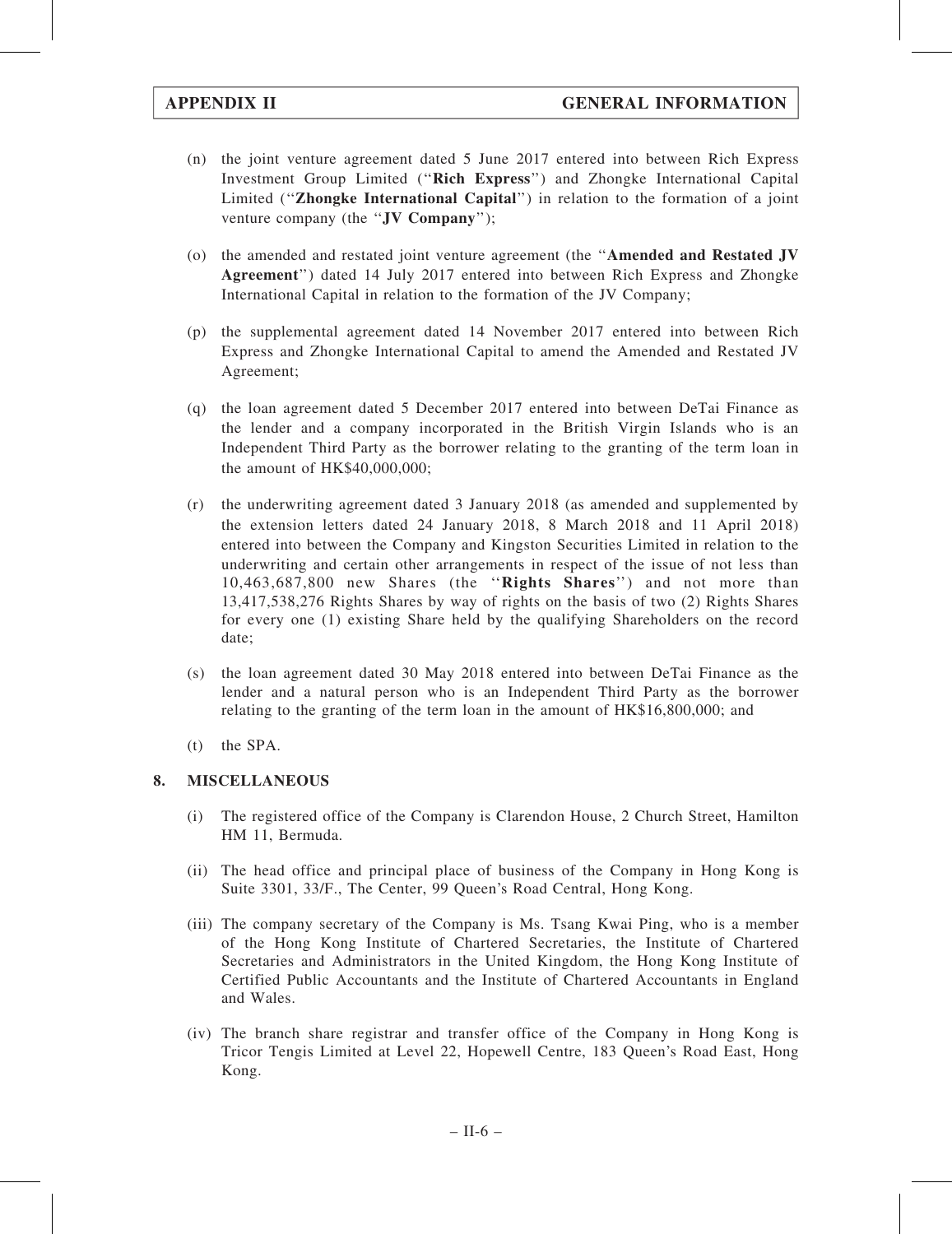(n) the joint venture agreement dated 5 June 2017 entered into between Rich Express Investment Group Limited (''**Rich Express**'') and Zhongke International Capital Limited (''**Zhongke International Capital**'') in relation to the formation of a joint venture company (the ''**JV Company**'');

(o) the amended and restated joint venture agreement (the ''**Amended and Restated JV Agreement**'') dated 14 July 2017 entered into between Rich Express and Zhongke International Capital in relation to the formation of the JV Company;

(p) the supplemental agreement dated 14 November 2017 entered into between Rich Express and Zhongke International Capital to amend the Amended and Restated JV Agreement;

(q) the loan agreement dated 5 December 2017 entered into between DeTai Finance as the lender and a company incorporated in the British Virgin Islands who is an Independent Third Party as the borrower relating to the granting of the term loan in the amount of HK$40,000,000;

(r) the underwriting agreement dated 3 January 2018 (as amended and supplemented by the extension letters dated 24 January 2018, 8 March 2018 and 11 April 2018) entered into between the Company and Kingston Securities Limited in relation to the underwriting and certain other arrangements in respect of the issue of not less than 10,463,687,800 new Shares (the ''**Rights Shares**'') and not more than 13,417,538,276 Rights Shares by way of rights on the basis of two (2) Rights Shares for every one (1) existing Share held by the qualifying Shareholders on the record date;

(s) the loan agreement dated 30 May 2018 entered into between DeTai Finance as the lender and a natural person who is an Independent Third Party as the borrower relating to the granting of the term loan in the amount of HK$16,800,000; and

(t) the SPA.

## 8. MISCELLANEOUS

(i) The registered office of the Company is Clarendon House, 2 Church Street, Hamilton HM 11, Bermuda.

(ii) The head office and principal place of business of the Company in Hong Kong is Suite 3301, 33/F., The Center, 99 Queen's Road Central, Hong Kong.

(iii) The company secretary of the Company is Ms. Tsang Kwai Ping, who is a member of the Hong Kong Institute of Chartered Secretaries, the Institute of Chartered Secretaries and Administrators in the United Kingdom, the Hong Kong Institute of Certified Public Accountants and the Institute of Chartered Accountants in England and Wales.

(iv) The branch share registrar and transfer office of the Company in Hong Kong is Tricor Tengis Limited at Level 22, Hopewell Centre, 183 Queen's Road East, Hong Kong.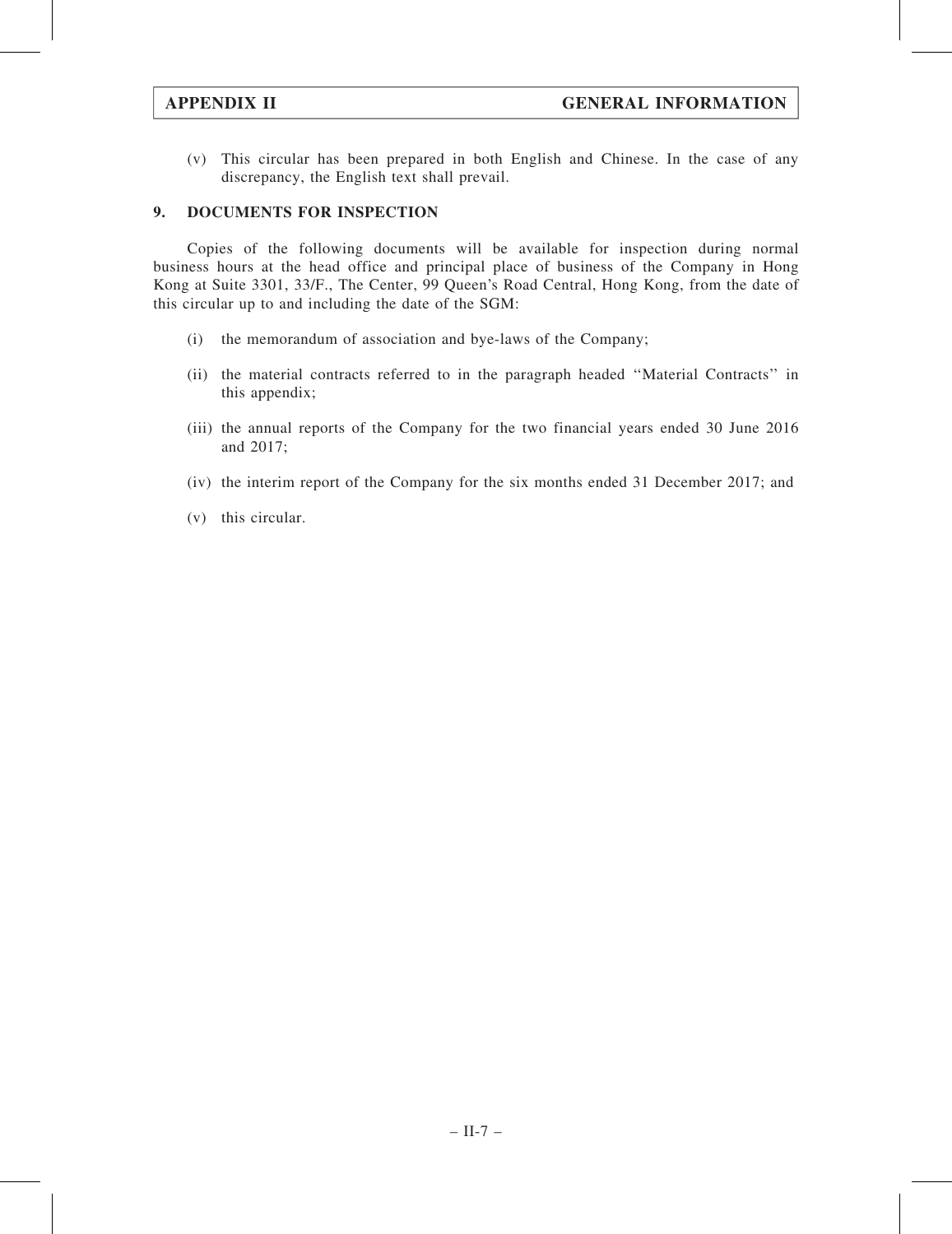(v) This circular has been prepared in both English and Chinese. In the case of any discrepancy, the English text shall prevail.

## 9. DOCUMENTS FOR INSPECTION

Copies of the following documents will be available for inspection during normal business hours at the head office and principal place of business of the Company in Hong Kong at Suite 3301, 33/F., The Center, 99 Queen's Road Central, Hong Kong, from the date of this circular up to and including the date of the SGM:

(i) the memorandum of association and bye-laws of the Company;

(ii) the material contracts referred to in the paragraph headed ''Material Contracts'' in this appendix;

(iii) the annual reports of the Company for the two financial years ended 30 June 2016 and 2017;

(iv) the interim report of the Company for the six months ended 31 December 2017; and

(v) this circular.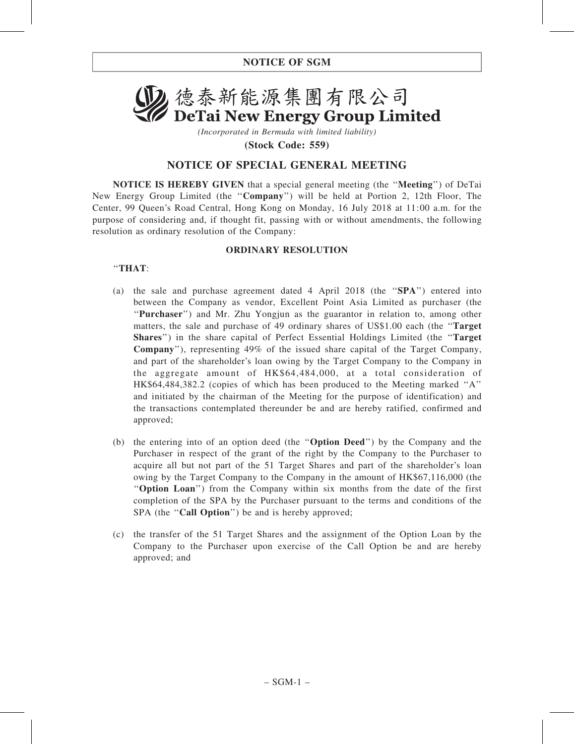# NOTICE OF SGM

# 德泰新能源集團有限公司
# DeTai New Energy Group Limited

*(Incorporated in Bermuda with limited liability)*

**(Stock Code: 559)**

## NOTICE OF SPECIAL GENERAL MEETING

**NOTICE IS HEREBY GIVEN** that a special general meeting (the "**Meeting**") of DeTai New Energy Group Limited (the "**Company**") will be held at Portion 2, 12th Floor, The Center, 99 Queen's Road Central, Hong Kong on Monday, 16 July 2018 at 11:00 a.m. for the purpose of considering and, if thought fit, passing with or without amendments, the following resolution as ordinary resolution of the Company:

### ORDINARY RESOLUTION

"**THAT**:

(a) the sale and purchase agreement dated 4 April 2018 (the "**SPA**") entered into between the Company as vendor, Excellent Point Asia Limited as purchaser (the "**Purchaser**") and Mr. Zhu Yongjun as the guarantor in relation to, among other matters, the sale and purchase of 49 ordinary shares of US$1.00 each (the "**Target Shares**") in the share capital of Perfect Essential Holdings Limited (the "**Target Company**"), representing 49% of the issued share capital of the Target Company, and part of the shareholder's loan owing by the Target Company to the Company in the aggregate amount of HK$64,484,000, at a total consideration of HK$64,484,382.2 (copies of which has been produced to the Meeting marked "A" and initiated by the chairman of the Meeting for the purpose of identification) and the transactions contemplated thereunder be and are hereby ratified, confirmed and approved;

(b) the entering into of an option deed (the "**Option Deed**") by the Company and the Purchaser in respect of the grant of the right by the Company to the Purchaser to acquire all but not part of the 51 Target Shares and part of the shareholder's loan owing by the Target Company to the Company in the amount of HK$67,116,000 (the "**Option Loan**") from the Company within six months from the date of the first completion of the SPA by the Purchaser pursuant to the terms and conditions of the SPA (the "**Call Option**") be and is hereby approved;

(c) the transfer of the 51 Target Shares and the assignment of the Option Loan by the Company to the Purchaser upon exercise of the Call Option be and are hereby approved; and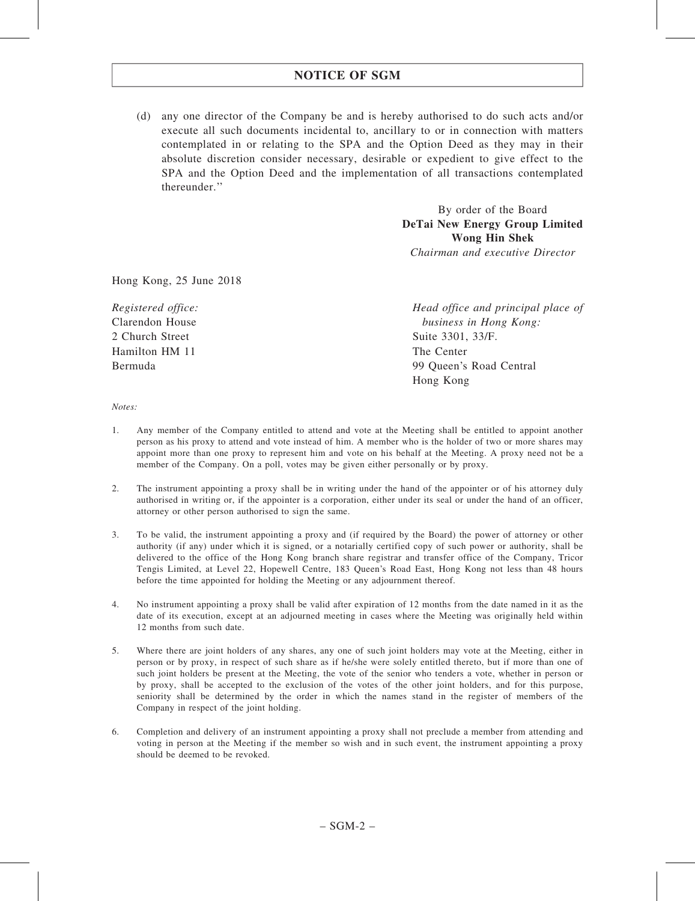## NOTICE OF SGM

(d) any one director of the Company be and is hereby authorised to do such acts and/or execute all such documents incidental to, ancillary to or in connection with matters contemplated in or relating to the SPA and the Option Deed as they may in their absolute discretion consider necessary, desirable or expedient to give effect to the SPA and the Option Deed and the implementation of all transactions contemplated thereunder.''

By order of the Board
**DeTai New Energy Group Limited**
**Wong Hin Shek**
*Chairman and executive Director*

Hong Kong, 25 June 2018

*Registered office:*
Clarendon House
2 Church Street
Hamilton HM 11
Bermuda

*Head office and principal place of business in Hong Kong:*
Suite 3301, 33/F.
The Center
99 Queen's Road Central
Hong Kong

*Notes:*

1. Any member of the Company entitled to attend and vote at the Meeting shall be entitled to appoint another person as his proxy to attend and vote instead of him. A member who is the holder of two or more shares may appoint more than one proxy to represent him and vote on his behalf at the Meeting. A proxy need not be a member of the Company. On a poll, votes may be given either personally or by proxy.

2. The instrument appointing a proxy shall be in writing under the hand of the appointer or of his attorney duly authorised in writing or, if the appointer is a corporation, either under its seal or under the hand of an officer, attorney or other person authorised to sign the same.

3. To be valid, the instrument appointing a proxy and (if required by the Board) the power of attorney or other authority (if any) under which it is signed, or a notarially certified copy of such power or authority, shall be delivered to the office of the Hong Kong branch share registrar and transfer office of the Company, Tricor Tengis Limited, at Level 22, Hopewell Centre, 183 Queen's Road East, Hong Kong not less than 48 hours before the time appointed for holding the Meeting or any adjournment thereof.

4. No instrument appointing a proxy shall be valid after expiration of 12 months from the date named in it as the date of its execution, except at an adjourned meeting in cases where the Meeting was originally held within 12 months from such date.

5. Where there are joint holders of any shares, any one of such joint holders may vote at the Meeting, either in person or by proxy, in respect of such share as if he/she were solely entitled thereto, but if more than one of such joint holders be present at the Meeting, the vote of the senior who tenders a vote, whether in person or by proxy, shall be accepted to the exclusion of the votes of the other joint holders, and for this purpose, seniority shall be determined by the order in which the names stand in the register of members of the Company in respect of the joint holding.

6. Completion and delivery of an instrument appointing a proxy shall not preclude a member from attending and voting in person at the Meeting if the member so wish and in such event, the instrument appointing a proxy should be deemed to be revoked.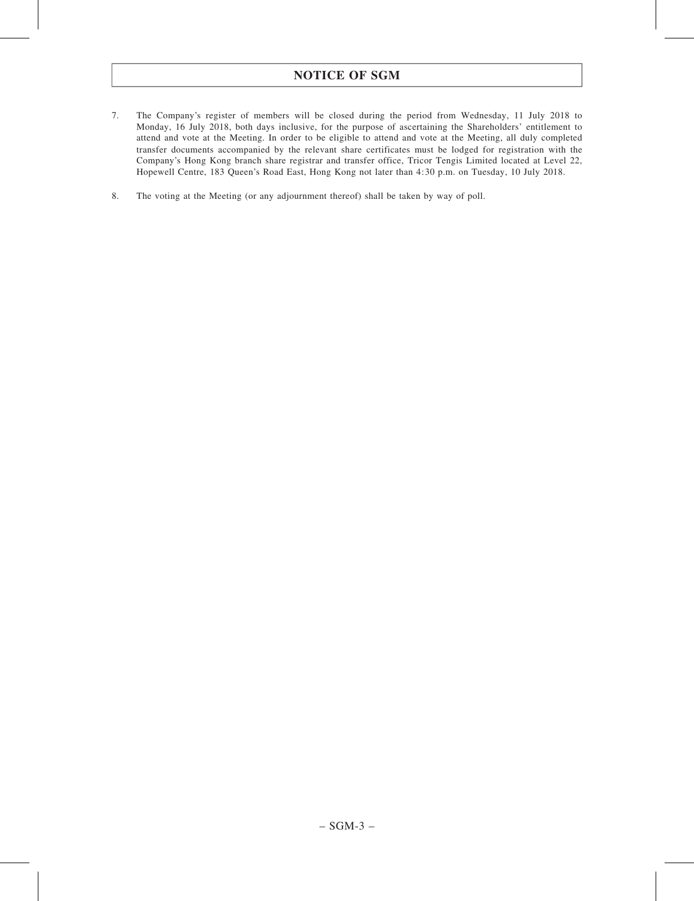7. The Company's register of members will be closed during the period from Wednesday, 11 July 2018 to Monday, 16 July 2018, both days inclusive, for the purpose of ascertaining the Shareholders' entitlement to attend and vote at the Meeting. In order to be eligible to attend and vote at the Meeting, all duly completed transfer documents accompanied by the relevant share certificates must be lodged for registration with the Company's Hong Kong branch share registrar and transfer office, Tricor Tengis Limited located at Level 22, Hopewell Centre, 183 Queen's Road East, Hong Kong not later than 4:30 p.m. on Tuesday, 10 July 2018.

8. The voting at the Meeting (or any adjournment thereof) shall be taken by way of poll.